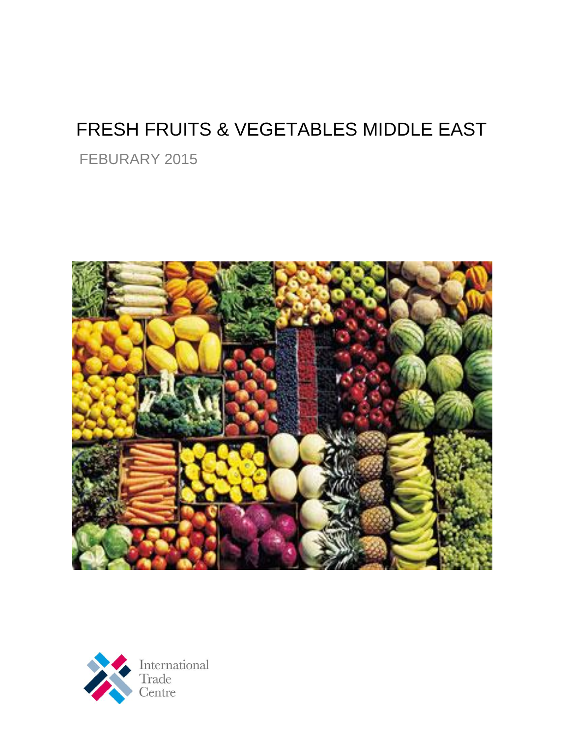# FRESH FRUITS & VEGETABLES MIDDLE EAST

FEBURARY 2015

International Trade Centre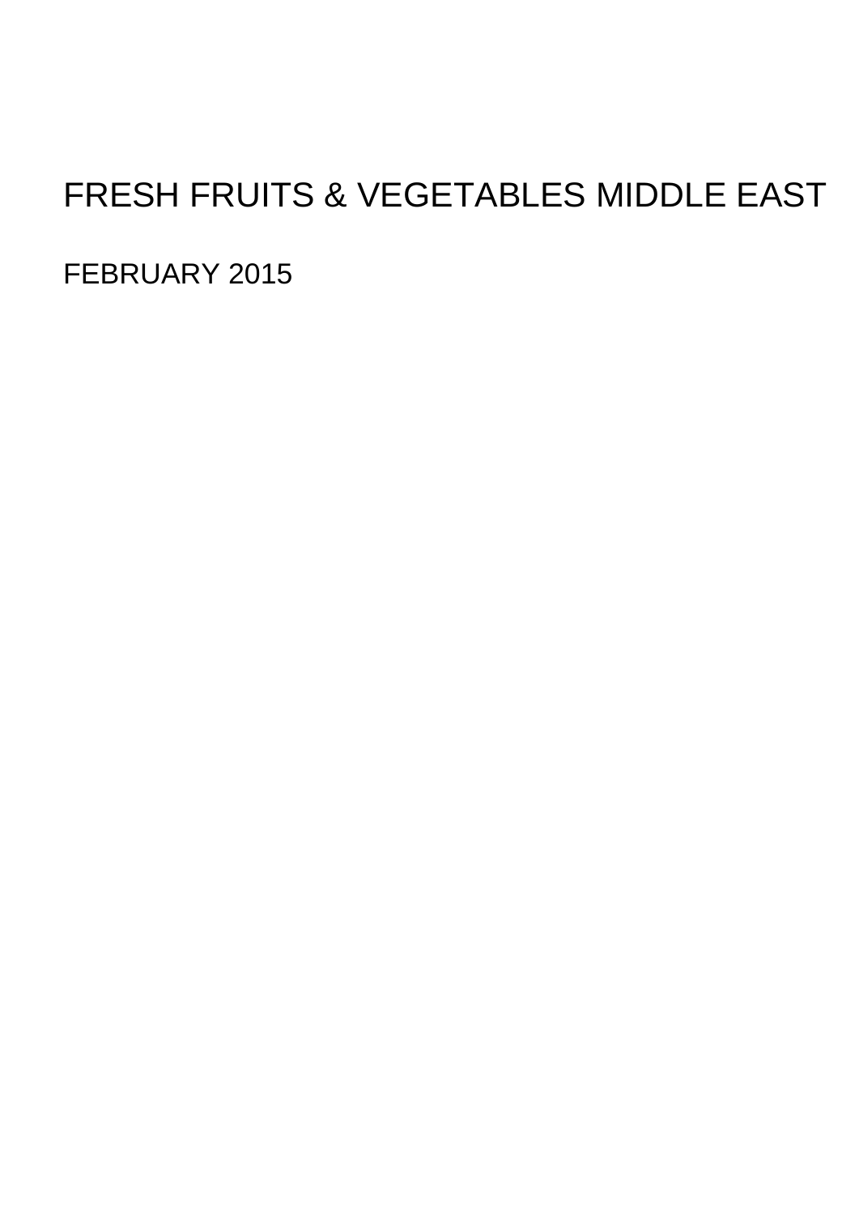# FRESH FRUITS & VEGETABLES MIDDLE EAST

FEBRUARY 2015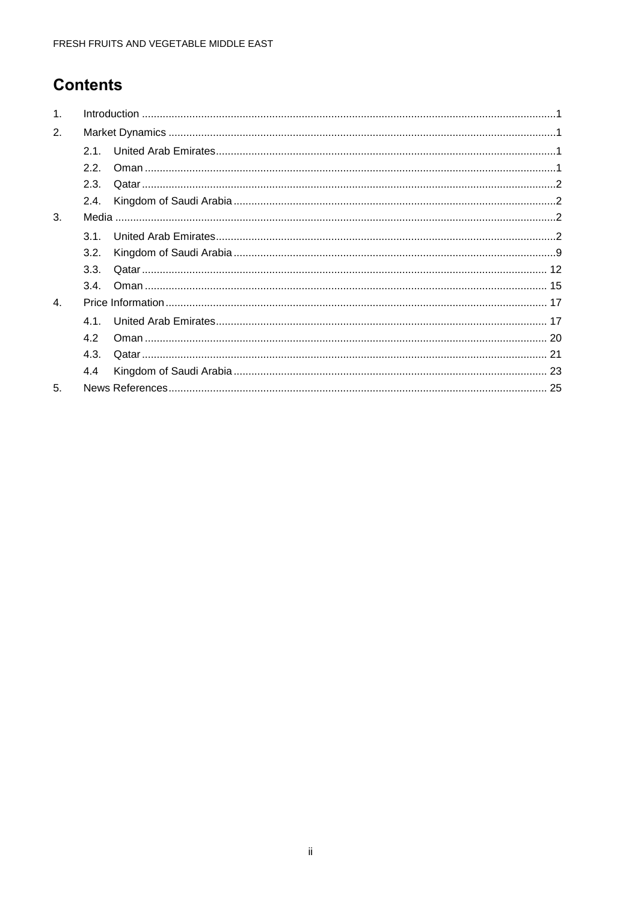# Contents

1. Introduction ........................................................................................................................................1
2. Market Dynamics ...............................................................................................................................1
   - 2.1. United Arab Emirates ................................................................................................................1
   - 2.2. Oman .........................................................................................................................................1
   - 2.3. Qatar ..........................................................................................................................................2
   - 2.4. Kingdom of Saudi Arabia ...........................................................................................................2
3. Media .................................................................................................................................................2
   - 3.1. United Arab Emirates ................................................................................................................2
   - 3.2. Kingdom of Saudi Arabia ...........................................................................................................9
   - 3.3. Qatar ........................................................................................................................................ 12
   - 3.4. Oman ....................................................................................................................................... 15
4. Price Information ............................................................................................................................. 17
   - 4.1. United Arab Emirates .............................................................................................................. 17
   - 4.2 Oman ....................................................................................................................................... 20
   - 4.3. Qatar ........................................................................................................................................ 21
   - 4.4 Kingdom of Saudi Arabia ......................................................................................................... 23
5. News References ............................................................................................................................ 25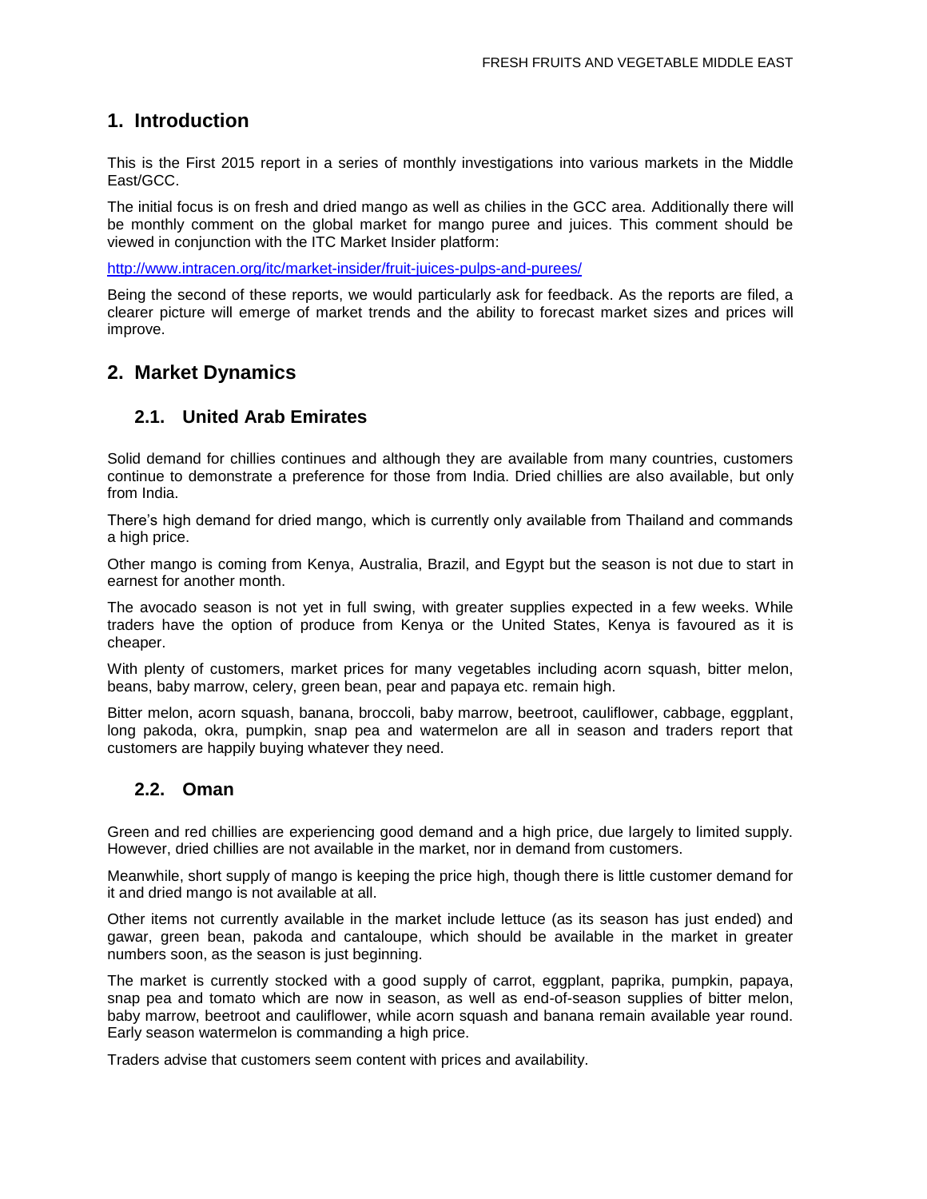# 1. Introduction

This is the First 2015 report in a series of monthly investigations into various markets in the Middle East/GCC.

The initial focus is on fresh and dried mango as well as chilies in the GCC area. Additionally there will be monthly comment on the global market for mango puree and juices. This comment should be viewed in conjunction with the ITC Market Insider platform:

http://www.intracen.org/itc/market-insider/fruit-juices-pulps-and-purees/

Being the second of these reports, we would particularly ask for feedback. As the reports are filed, a clearer picture will emerge of market trends and the ability to forecast market sizes and prices will improve.

# 2. Market Dynamics

## 2.1. United Arab Emirates

Solid demand for chillies continues and although they are available from many countries, customers continue to demonstrate a preference for those from India. Dried chillies are also available, but only from India.

There's high demand for dried mango, which is currently only available from Thailand and commands a high price.

Other mango is coming from Kenya, Australia, Brazil, and Egypt but the season is not due to start in earnest for another month.

The avocado season is not yet in full swing, with greater supplies expected in a few weeks. While traders have the option of produce from Kenya or the United States, Kenya is favoured as it is cheaper.

With plenty of customers, market prices for many vegetables including acorn squash, bitter melon, beans, baby marrow, celery, green bean, pear and papaya etc. remain high.

Bitter melon, acorn squash, banana, broccoli, baby marrow, beetroot, cauliflower, cabbage, eggplant, long pakoda, okra, pumpkin, snap pea and watermelon are all in season and traders report that customers are happily buying whatever they need.

## 2.2. Oman

Green and red chillies are experiencing good demand and a high price, due largely to limited supply. However, dried chillies are not available in the market, nor in demand from customers.

Meanwhile, short supply of mango is keeping the price high, though there is little customer demand for it and dried mango is not available at all.

Other items not currently available in the market include lettuce (as its season has just ended) and gawar, green bean, pakoda and cantaloupe, which should be available in the market in greater numbers soon, as the season is just beginning.

The market is currently stocked with a good supply of carrot, eggplant, paprika, pumpkin, papaya, snap pea and tomato which are now in season, as well as end-of-season supplies of bitter melon, baby marrow, beetroot and cauliflower, while acorn squash and banana remain available year round. Early season watermelon is commanding a high price.

Traders advise that customers seem content with prices and availability.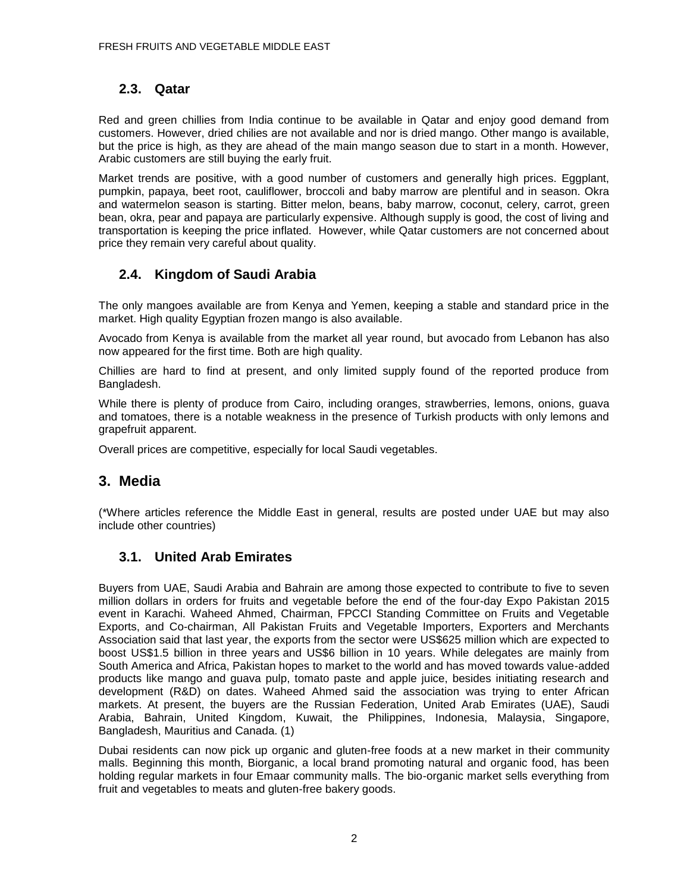## 2.3. Qatar

Red and green chillies from India continue to be available in Qatar and enjoy good demand from customers. However, dried chilies are not available and nor is dried mango. Other mango is available, but the price is high, as they are ahead of the main mango season due to start in a month. However, Arabic customers are still buying the early fruit.

Market trends are positive, with a good number of customers and generally high prices. Eggplant, pumpkin, papaya, beet root, cauliflower, broccoli and baby marrow are plentiful and in season. Okra and watermelon season is starting. Bitter melon, beans, baby marrow, coconut, celery, carrot, green bean, okra, pear and papaya are particularly expensive. Although supply is good, the cost of living and transportation is keeping the price inflated. However, while Qatar customers are not concerned about price they remain very careful about quality.

## 2.4. Kingdom of Saudi Arabia

The only mangoes available are from Kenya and Yemen, keeping a stable and standard price in the market. High quality Egyptian frozen mango is also available.

Avocado from Kenya is available from the market all year round, but avocado from Lebanon has also now appeared for the first time. Both are high quality.

Chillies are hard to find at present, and only limited supply found of the reported produce from Bangladesh.

While there is plenty of produce from Cairo, including oranges, strawberries, lemons, onions, guava and tomatoes, there is a notable weakness in the presence of Turkish products with only lemons and grapefruit apparent.

Overall prices are competitive, especially for local Saudi vegetables.

# 3. Media

(*Where articles reference the Middle East in general, results are posted under UAE but may also include other countries)

## 3.1. United Arab Emirates

Buyers from UAE, Saudi Arabia and Bahrain are among those expected to contribute to five to seven million dollars in orders for fruits and vegetable before the end of the four-day Expo Pakistan 2015 event in Karachi. Waheed Ahmed, Chairman, FPCCI Standing Committee on Fruits and Vegetable Exports, and Co-chairman, All Pakistan Fruits and Vegetable Importers, Exporters and Merchants Association said that last year, the exports from the sector were US$625 million which are expected to boost US$1.5 billion in three years and US$6 billion in 10 years. While delegates are mainly from South America and Africa, Pakistan hopes to market to the world and has moved towards value-added products like mango and guava pulp, tomato paste and apple juice, besides initiating research and development (R&D) on dates. Waheed Ahmed said the association was trying to enter African markets. At present, the buyers are the Russian Federation, United Arab Emirates (UAE), Saudi Arabia, Bahrain, United Kingdom, Kuwait, the Philippines, Indonesia, Malaysia, Singapore, Bangladesh, Mauritius and Canada. (1)

Dubai residents can now pick up organic and gluten-free foods at a new market in their community malls. Beginning this month, Biorganic, a local brand promoting natural and organic food, has been holding regular markets in four Emaar community malls. The bio-organic market sells everything from fruit and vegetables to meats and gluten-free bakery goods.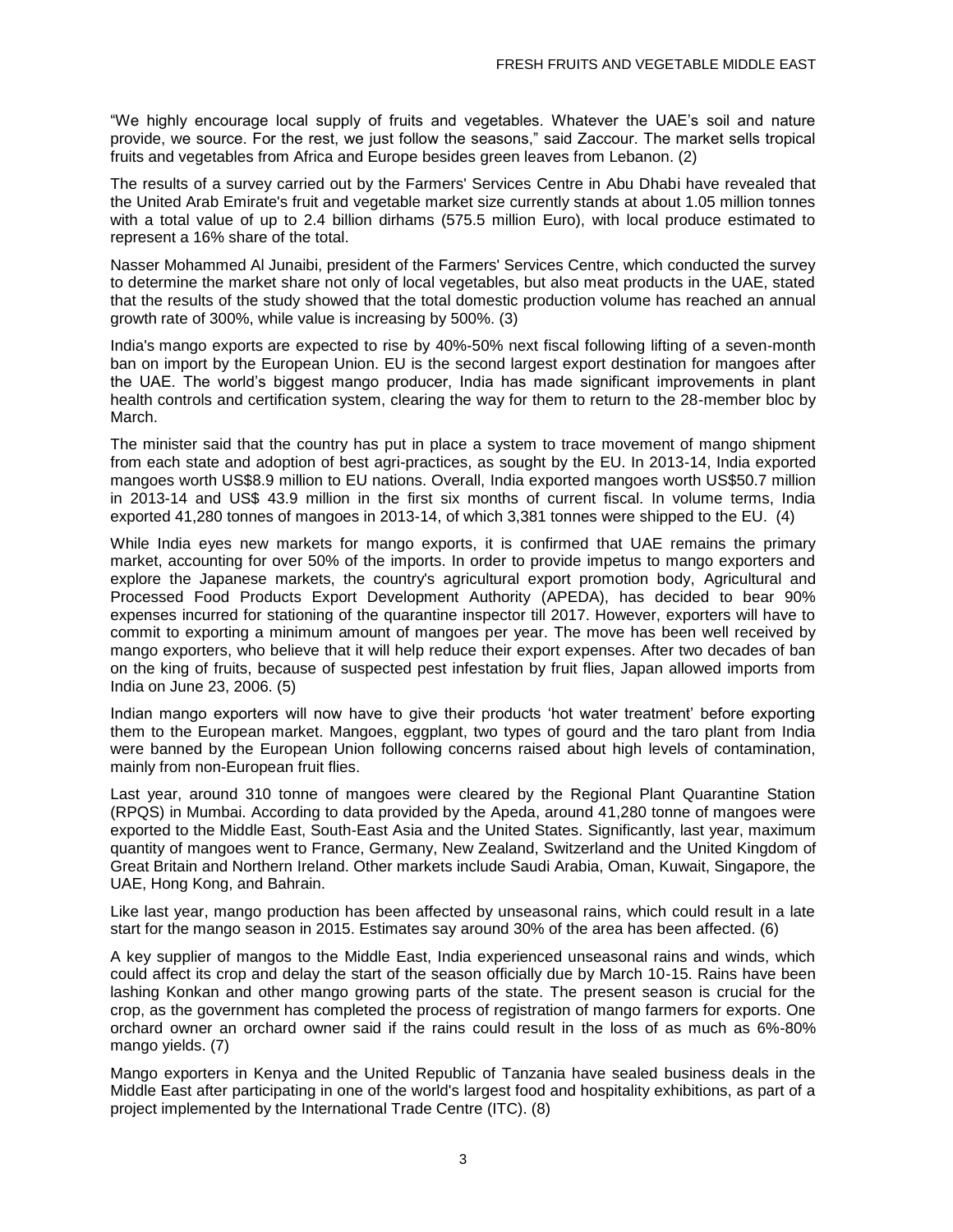"We highly encourage local supply of fruits and vegetables. Whatever the UAE's soil and nature provide, we source. For the rest, we just follow the seasons," said Zaccour. The market sells tropical fruits and vegetables from Africa and Europe besides green leaves from Lebanon. (2)

The results of a survey carried out by the Farmers' Services Centre in Abu Dhabi have revealed that the United Arab Emirate's fruit and vegetable market size currently stands at about 1.05 million tonnes with a total value of up to 2.4 billion dirhams (575.5 million Euro), with local produce estimated to represent a 16% share of the total.

Nasser Mohammed Al Junaibi, president of the Farmers' Services Centre, which conducted the survey to determine the market share not only of local vegetables, but also meat products in the UAE, stated that the results of the study showed that the total domestic production volume has reached an annual growth rate of 300%, while value is increasing by 500%. (3)

India's mango exports are expected to rise by 40%-50% next fiscal following lifting of a seven-month ban on import by the European Union. EU is the second largest export destination for mangoes after the UAE. The world's biggest mango producer, India has made significant improvements in plant health controls and certification system, clearing the way for them to return to the 28-member bloc by March.

The minister said that the country has put in place a system to trace movement of mango shipment from each state and adoption of best agri-practices, as sought by the EU. In 2013-14, India exported mangoes worth US$8.9 million to EU nations. Overall, India exported mangoes worth US$50.7 million in 2013-14 and US$ 43.9 million in the first six months of current fiscal. In volume terms, India exported 41,280 tonnes of mangoes in 2013-14, of which 3,381 tonnes were shipped to the EU. (4)

While India eyes new markets for mango exports, it is confirmed that UAE remains the primary market, accounting for over 50% of the imports. In order to provide impetus to mango exporters and explore the Japanese markets, the country's agricultural export promotion body, Agricultural and Processed Food Products Export Development Authority (APEDA), has decided to bear 90% expenses incurred for stationing of the quarantine inspector till 2017. However, exporters will have to commit to exporting a minimum amount of mangoes per year. The move has been well received by mango exporters, who believe that it will help reduce their export expenses. After two decades of ban on the king of fruits, because of suspected pest infestation by fruit flies, Japan allowed imports from India on June 23, 2006. (5)

Indian mango exporters will now have to give their products 'hot water treatment' before exporting them to the European market. Mangoes, eggplant, two types of gourd and the taro plant from India were banned by the European Union following concerns raised about high levels of contamination, mainly from non-European fruit flies.

Last year, around 310 tonne of mangoes were cleared by the Regional Plant Quarantine Station (RPQS) in Mumbai. According to data provided by the Apeda, around 41,280 tonne of mangoes were exported to the Middle East, South-East Asia and the United States. Significantly, last year, maximum quantity of mangoes went to France, Germany, New Zealand, Switzerland and the United Kingdom of Great Britain and Northern Ireland. Other markets include Saudi Arabia, Oman, Kuwait, Singapore, the UAE, Hong Kong, and Bahrain.

Like last year, mango production has been affected by unseasonal rains, which could result in a late start for the mango season in 2015. Estimates say around 30% of the area has been affected. (6)

A key supplier of mangos to the Middle East, India experienced unseasonal rains and winds, which could affect its crop and delay the start of the season officially due by March 10-15. Rains have been lashing Konkan and other mango growing parts of the state. The present season is crucial for the crop, as the government has completed the process of registration of mango farmers for exports. One orchard owner an orchard owner said if the rains could result in the loss of as much as 6%-80% mango yields. (7)

Mango exporters in Kenya and the United Republic of Tanzania have sealed business deals in the Middle East after participating in one of the world's largest food and hospitality exhibitions, as part of a project implemented by the International Trade Centre (ITC). (8)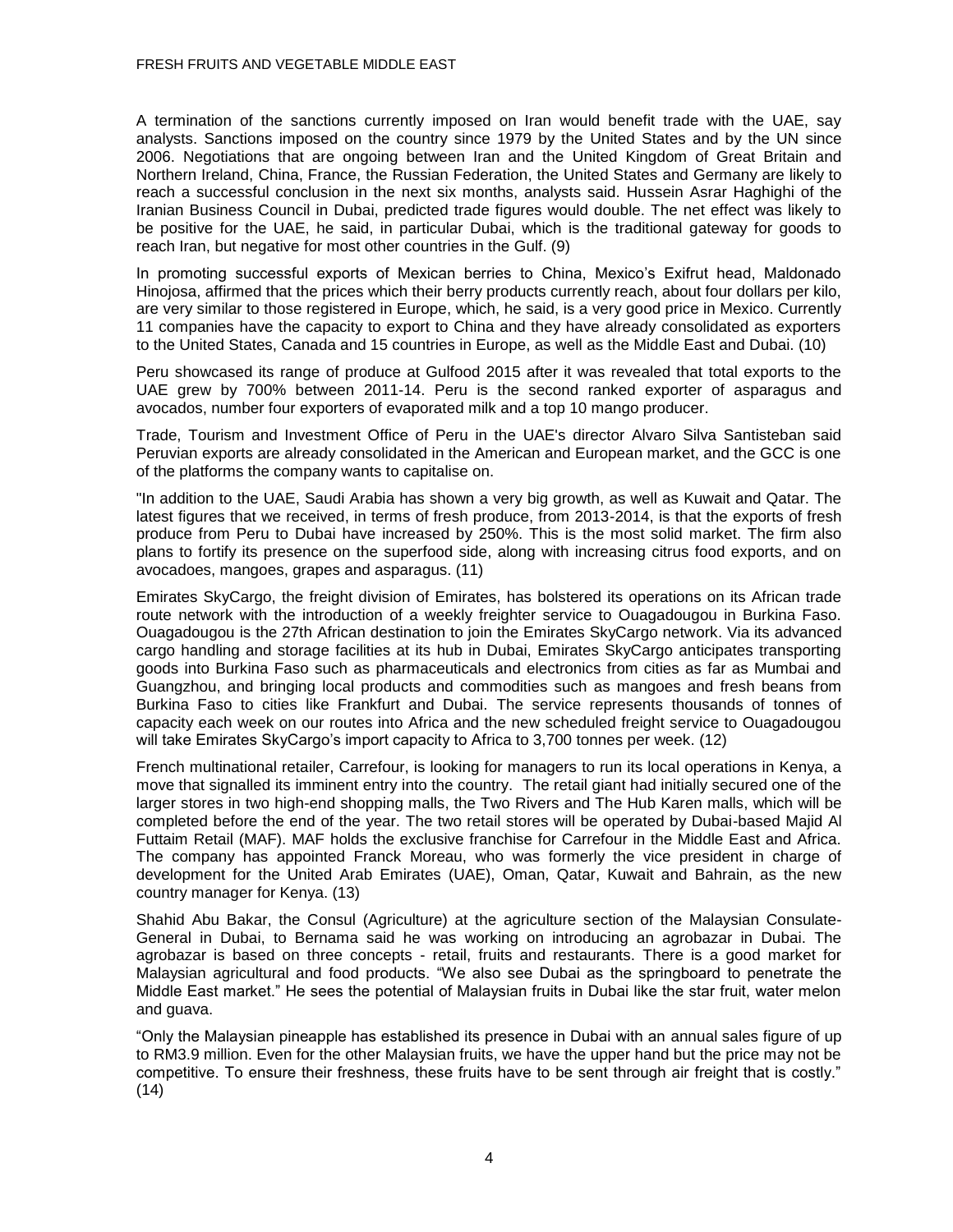A termination of the sanctions currently imposed on Iran would benefit trade with the UAE, say analysts. Sanctions imposed on the country since 1979 by the United States and by the UN since 2006. Negotiations that are ongoing between Iran and the United Kingdom of Great Britain and Northern Ireland, China, France, the Russian Federation, the United States and Germany are likely to reach a successful conclusion in the next six months, analysts said. Hussein Asrar Haghighi of the Iranian Business Council in Dubai, predicted trade figures would double. The net effect was likely to be positive for the UAE, he said, in particular Dubai, which is the traditional gateway for goods to reach Iran, but negative for most other countries in the Gulf. (9)

In promoting successful exports of Mexican berries to China, Mexico's Exifrut head, Maldonado Hinojosa, affirmed that the prices which their berry products currently reach, about four dollars per kilo, are very similar to those registered in Europe, which, he said, is a very good price in Mexico. Currently 11 companies have the capacity to export to China and they have already consolidated as exporters to the United States, Canada and 15 countries in Europe, as well as the Middle East and Dubai. (10)

Peru showcased its range of produce at Gulfood 2015 after it was revealed that total exports to the UAE grew by 700% between 2011-14. Peru is the second ranked exporter of asparagus and avocados, number four exporters of evaporated milk and a top 10 mango producer.

Trade, Tourism and Investment Office of Peru in the UAE's director Alvaro Silva Santisteban said Peruvian exports are already consolidated in the American and European market, and the GCC is one of the platforms the company wants to capitalise on.

"In addition to the UAE, Saudi Arabia has shown a very big growth, as well as Kuwait and Qatar. The latest figures that we received, in terms of fresh produce, from 2013-2014, is that the exports of fresh produce from Peru to Dubai have increased by 250%. This is the most solid market. The firm also plans to fortify its presence on the superfood side, along with increasing citrus food exports, and on avocadoes, mangoes, grapes and asparagus. (11)

Emirates SkyCargo, the freight division of Emirates, has bolstered its operations on its African trade route network with the introduction of a weekly freighter service to Ouagadougou in Burkina Faso. Ouagadougou is the 27th African destination to join the Emirates SkyCargo network. Via its advanced cargo handling and storage facilities at its hub in Dubai, Emirates SkyCargo anticipates transporting goods into Burkina Faso such as pharmaceuticals and electronics from cities as far as Mumbai and Guangzhou, and bringing local products and commodities such as mangoes and fresh beans from Burkina Faso to cities like Frankfurt and Dubai. The service represents thousands of tonnes of capacity each week on our routes into Africa and the new scheduled freight service to Ouagadougou will take Emirates SkyCargo's import capacity to Africa to 3,700 tonnes per week. (12)

French multinational retailer, Carrefour, is looking for managers to run its local operations in Kenya, a move that signalled its imminent entry into the country. The retail giant had initially secured one of the larger stores in two high-end shopping malls, the Two Rivers and The Hub Karen malls, which will be completed before the end of the year. The two retail stores will be operated by Dubai-based Majid Al Futtaim Retail (MAF). MAF holds the exclusive franchise for Carrefour in the Middle East and Africa. The company has appointed Franck Moreau, who was formerly the vice president in charge of development for the United Arab Emirates (UAE), Oman, Qatar, Kuwait and Bahrain, as the new country manager for Kenya. (13)

Shahid Abu Bakar, the Consul (Agriculture) at the agriculture section of the Malaysian Consulate-General in Dubai, to Bernama said he was working on introducing an agrobazar in Dubai. The agrobazar is based on three concepts - retail, fruits and restaurants. There is a good market for Malaysian agricultural and food products. "We also see Dubai as the springboard to penetrate the Middle East market." He sees the potential of Malaysian fruits in Dubai like the star fruit, water melon and guava.

"Only the Malaysian pineapple has established its presence in Dubai with an annual sales figure of up to RM3.9 million. Even for the other Malaysian fruits, we have the upper hand but the price may not be competitive. To ensure their freshness, these fruits have to be sent through air freight that is costly." (14)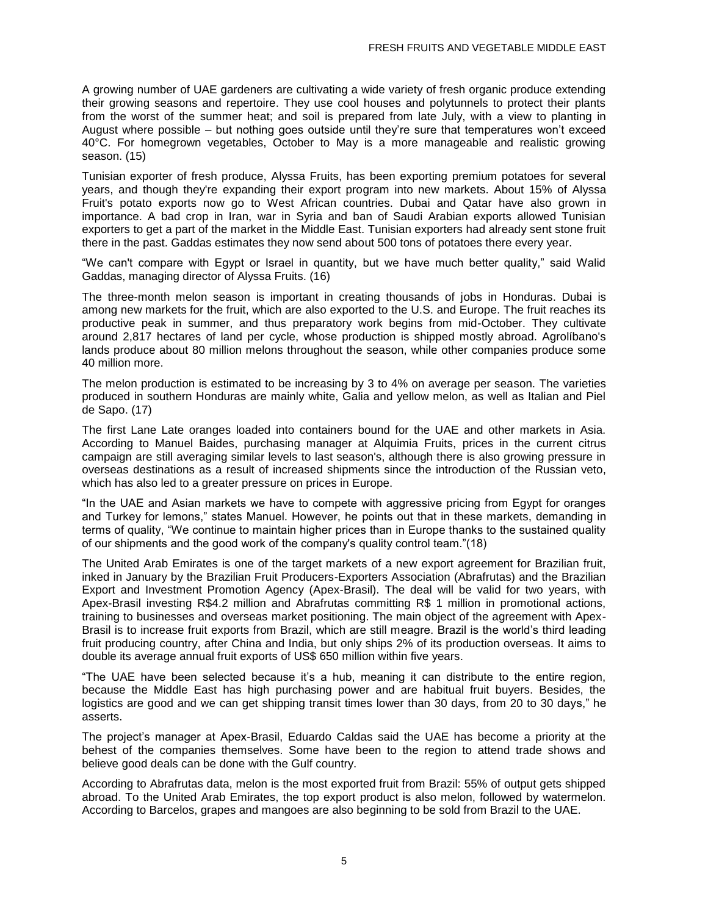A growing number of UAE gardeners are cultivating a wide variety of fresh organic produce extending their growing seasons and repertoire. They use cool houses and polytunnels to protect their plants from the worst of the summer heat; and soil is prepared from late July, with a view to planting in August where possible – but nothing goes outside until they're sure that temperatures won't exceed 40°C. For homegrown vegetables, October to May is a more manageable and realistic growing season. (15)

Tunisian exporter of fresh produce, Alyssa Fruits, has been exporting premium potatoes for several years, and though they're expanding their export program into new markets. About 15% of Alyssa Fruit's potato exports now go to West African countries. Dubai and Qatar have also grown in importance. A bad crop in Iran, war in Syria and ban of Saudi Arabian exports allowed Tunisian exporters to get a part of the market in the Middle East. Tunisian exporters had already sent stone fruit there in the past. Gaddas estimates they now send about 500 tons of potatoes there every year.

"We can't compare with Egypt or Israel in quantity, but we have much better quality," said Walid Gaddas, managing director of Alyssa Fruits. (16)

The three-month melon season is important in creating thousands of jobs in Honduras. Dubai is among new markets for the fruit, which are also exported to the U.S. and Europe. The fruit reaches its productive peak in summer, and thus preparatory work begins from mid-October. They cultivate around 2,817 hectares of land per cycle, whose production is shipped mostly abroad. Agrolíbano's lands produce about 80 million melons throughout the season, while other companies produce some 40 million more.

The melon production is estimated to be increasing by 3 to 4% on average per season. The varieties produced in southern Honduras are mainly white, Galia and yellow melon, as well as Italian and Piel de Sapo. (17)

The first Lane Late oranges loaded into containers bound for the UAE and other markets in Asia. According to Manuel Baides, purchasing manager at Alquimia Fruits, prices in the current citrus campaign are still averaging similar levels to last season's, although there is also growing pressure in overseas destinations as a result of increased shipments since the introduction of the Russian veto, which has also led to a greater pressure on prices in Europe.

"In the UAE and Asian markets we have to compete with aggressive pricing from Egypt for oranges and Turkey for lemons," states Manuel. However, he points out that in these markets, demanding in terms of quality, "We continue to maintain higher prices than in Europe thanks to the sustained quality of our shipments and the good work of the company's quality control team."(18)

The United Arab Emirates is one of the target markets of a new export agreement for Brazilian fruit, inked in January by the Brazilian Fruit Producers-Exporters Association (Abrafrutas) and the Brazilian Export and Investment Promotion Agency (Apex-Brasil). The deal will be valid for two years, with Apex-Brasil investing R$4.2 million and Abrafrutas committing R$ 1 million in promotional actions, training to businesses and overseas market positioning. The main object of the agreement with Apex-Brasil is to increase fruit exports from Brazil, which are still meagre. Brazil is the world's third leading fruit producing country, after China and India, but only ships 2% of its production overseas. It aims to double its average annual fruit exports of US$ 650 million within five years.

"The UAE have been selected because it's a hub, meaning it can distribute to the entire region, because the Middle East has high purchasing power and are habitual fruit buyers. Besides, the logistics are good and we can get shipping transit times lower than 30 days, from 20 to 30 days," he asserts.

The project's manager at Apex-Brasil, Eduardo Caldas said the UAE has become a priority at the behest of the companies themselves. Some have been to the region to attend trade shows and believe good deals can be done with the Gulf country.

According to Abrafrutas data, melon is the most exported fruit from Brazil: 55% of output gets shipped abroad. To the United Arab Emirates, the top export product is also melon, followed by watermelon. According to Barcelos, grapes and mangoes are also beginning to be sold from Brazil to the UAE.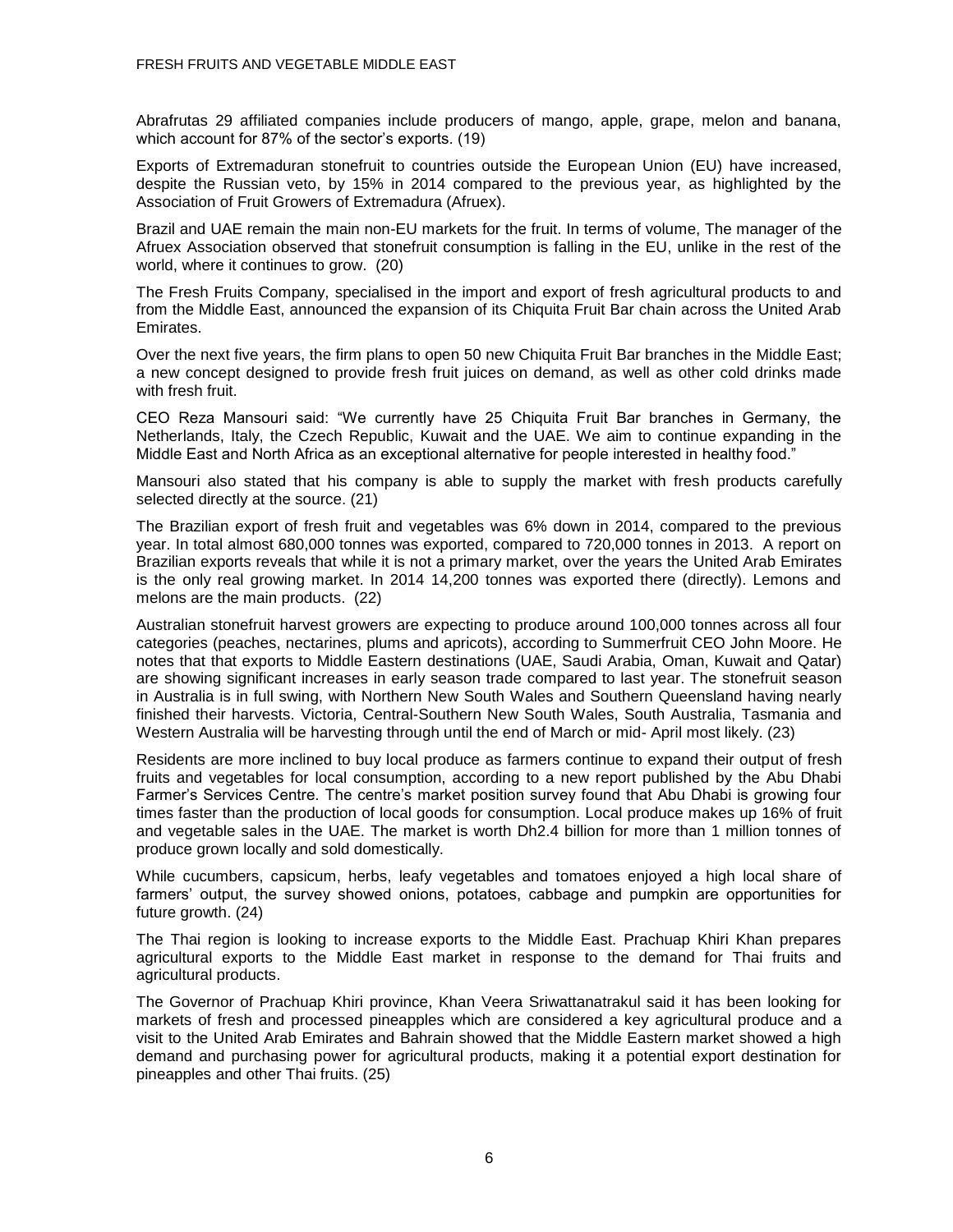Abrafrutas 29 affiliated companies include producers of mango, apple, grape, melon and banana, which account for 87% of the sector's exports. (19)

Exports of Extremaduran stonefruit to countries outside the European Union (EU) have increased, despite the Russian veto, by 15% in 2014 compared to the previous year, as highlighted by the Association of Fruit Growers of Extremadura (Afruex).

Brazil and UAE remain the main non-EU markets for the fruit. In terms of volume, The manager of the Afruex Association observed that stonefruit consumption is falling in the EU, unlike in the rest of the world, where it continues to grow. (20)

The Fresh Fruits Company, specialised in the import and export of fresh agricultural products to and from the Middle East, announced the expansion of its Chiquita Fruit Bar chain across the United Arab Emirates.

Over the next five years, the firm plans to open 50 new Chiquita Fruit Bar branches in the Middle East; a new concept designed to provide fresh fruit juices on demand, as well as other cold drinks made with fresh fruit.

CEO Reza Mansouri said: "We currently have 25 Chiquita Fruit Bar branches in Germany, the Netherlands, Italy, the Czech Republic, Kuwait and the UAE. We aim to continue expanding in the Middle East and North Africa as an exceptional alternative for people interested in healthy food."

Mansouri also stated that his company is able to supply the market with fresh products carefully selected directly at the source. (21)

The Brazilian export of fresh fruit and vegetables was 6% down in 2014, compared to the previous year. In total almost 680,000 tonnes was exported, compared to 720,000 tonnes in 2013. A report on Brazilian exports reveals that while it is not a primary market, over the years the United Arab Emirates is the only real growing market. In 2014 14,200 tonnes was exported there (directly). Lemons and melons are the main products. (22)

Australian stonefruit harvest growers are expecting to produce around 100,000 tonnes across all four categories (peaches, nectarines, plums and apricots), according to Summerfruit CEO John Moore. He notes that that exports to Middle Eastern destinations (UAE, Saudi Arabia, Oman, Kuwait and Qatar) are showing significant increases in early season trade compared to last year. The stonefruit season in Australia is in full swing, with Northern New South Wales and Southern Queensland having nearly finished their harvests. Victoria, Central-Southern New South Wales, South Australia, Tasmania and Western Australia will be harvesting through until the end of March or mid- April most likely. (23)

Residents are more inclined to buy local produce as farmers continue to expand their output of fresh fruits and vegetables for local consumption, according to a new report published by the Abu Dhabi Farmer's Services Centre. The centre's market position survey found that Abu Dhabi is growing four times faster than the production of local goods for consumption. Local produce makes up 16% of fruit and vegetable sales in the UAE. The market is worth Dh2.4 billion for more than 1 million tonnes of produce grown locally and sold domestically.

While cucumbers, capsicum, herbs, leafy vegetables and tomatoes enjoyed a high local share of farmers' output, the survey showed onions, potatoes, cabbage and pumpkin are opportunities for future growth. (24)

The Thai region is looking to increase exports to the Middle East. Prachuap Khiri Khan prepares agricultural exports to the Middle East market in response to the demand for Thai fruits and agricultural products.

The Governor of Prachuap Khiri province, Khan Veera Sriwattanatrakul said it has been looking for markets of fresh and processed pineapples which are considered a key agricultural produce and a visit to the United Arab Emirates and Bahrain showed that the Middle Eastern market showed a high demand and purchasing power for agricultural products, making it a potential export destination for pineapples and other Thai fruits. (25)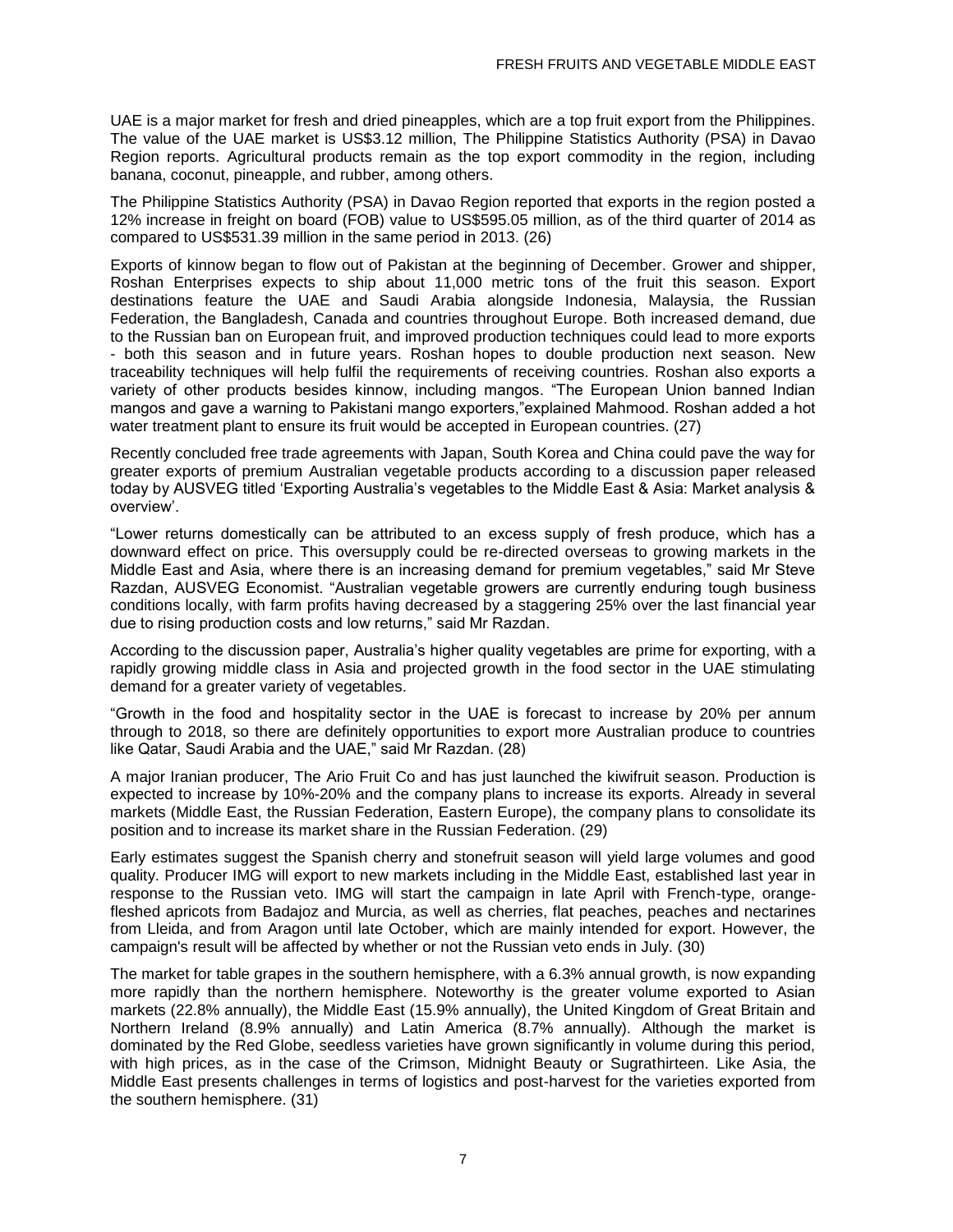UAE is a major market for fresh and dried pineapples, which are a top fruit export from the Philippines. The value of the UAE market is US$3.12 million, The Philippine Statistics Authority (PSA) in Davao Region reports. Agricultural products remain as the top export commodity in the region, including banana, coconut, pineapple, and rubber, among others.

The Philippine Statistics Authority (PSA) in Davao Region reported that exports in the region posted a 12% increase in freight on board (FOB) value to US$595.05 million, as of the third quarter of 2014 as compared to US$531.39 million in the same period in 2013. (26)

Exports of kinnow began to flow out of Pakistan at the beginning of December. Grower and shipper, Roshan Enterprises expects to ship about 11,000 metric tons of the fruit this season. Export destinations feature the UAE and Saudi Arabia alongside Indonesia, Malaysia, the Russian Federation, the Bangladesh, Canada and countries throughout Europe. Both increased demand, due to the Russian ban on European fruit, and improved production techniques could lead to more exports - both this season and in future years. Roshan hopes to double production next season. New traceability techniques will help fulfil the requirements of receiving countries. Roshan also exports a variety of other products besides kinnow, including mangos. "The European Union banned Indian mangos and gave a warning to Pakistani mango exporters,"explained Mahmood. Roshan added a hot water treatment plant to ensure its fruit would be accepted in European countries. (27)

Recently concluded free trade agreements with Japan, South Korea and China could pave the way for greater exports of premium Australian vegetable products according to a discussion paper released today by AUSVEG titled 'Exporting Australia's vegetables to the Middle East & Asia: Market analysis & overview'.

"Lower returns domestically can be attributed to an excess supply of fresh produce, which has a downward effect on price. This oversupply could be re-directed overseas to growing markets in the Middle East and Asia, where there is an increasing demand for premium vegetables," said Mr Steve Razdan, AUSVEG Economist. "Australian vegetable growers are currently enduring tough business conditions locally, with farm profits having decreased by a staggering 25% over the last financial year due to rising production costs and low returns," said Mr Razdan.

According to the discussion paper, Australia's higher quality vegetables are prime for exporting, with a rapidly growing middle class in Asia and projected growth in the food sector in the UAE stimulating demand for a greater variety of vegetables.

"Growth in the food and hospitality sector in the UAE is forecast to increase by 20% per annum through to 2018, so there are definitely opportunities to export more Australian produce to countries like Qatar, Saudi Arabia and the UAE," said Mr Razdan. (28)

A major Iranian producer, The Ario Fruit Co and has just launched the kiwifruit season. Production is expected to increase by 10%-20% and the company plans to increase its exports. Already in several markets (Middle East, the Russian Federation, Eastern Europe), the company plans to consolidate its position and to increase its market share in the Russian Federation. (29)

Early estimates suggest the Spanish cherry and stonefruit season will yield large volumes and good quality. Producer IMG will export to new markets including in the Middle East, established last year in response to the Russian veto. IMG will start the campaign in late April with French-type, orange-fleshed apricots from Badajoz and Murcia, as well as cherries, flat peaches, peaches and nectarines from Lleida, and from Aragon until late October, which are mainly intended for export. However, the campaign's result will be affected by whether or not the Russian veto ends in July. (30)

The market for table grapes in the southern hemisphere, with a 6.3% annual growth, is now expanding more rapidly than the northern hemisphere. Noteworthy is the greater volume exported to Asian markets (22.8% annually), the Middle East (15.9% annually), the United Kingdom of Great Britain and Northern Ireland (8.9% annually) and Latin America (8.7% annually). Although the market is dominated by the Red Globe, seedless varieties have grown significantly in volume during this period, with high prices, as in the case of the Crimson, Midnight Beauty or Sugrathirteen. Like Asia, the Middle East presents challenges in terms of logistics and post-harvest for the varieties exported from the southern hemisphere. (31)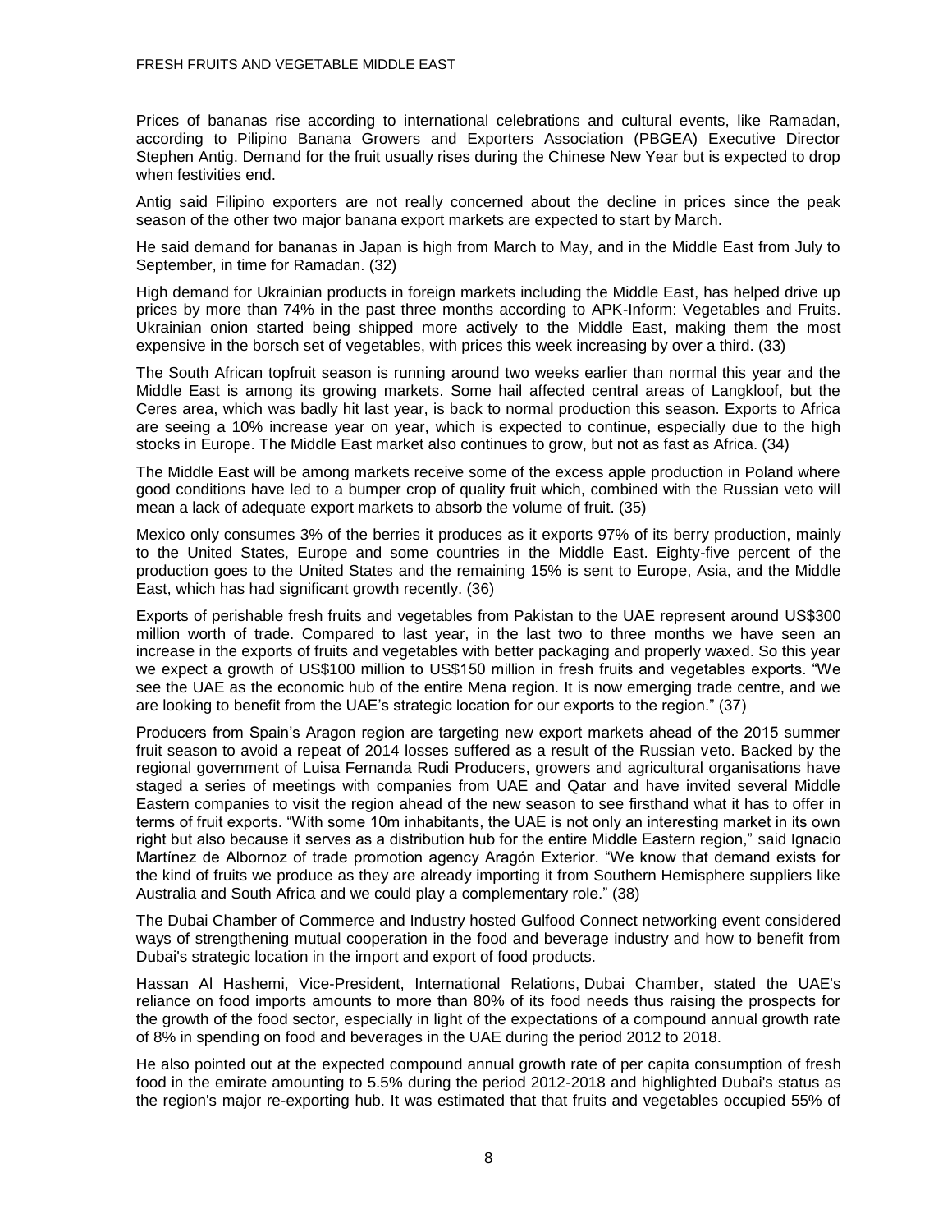Prices of bananas rise according to international celebrations and cultural events, like Ramadan, according to Pilipino Banana Growers and Exporters Association (PBGEA) Executive Director Stephen Antig. Demand for the fruit usually rises during the Chinese New Year but is expected to drop when festivities end.

Antig said Filipino exporters are not really concerned about the decline in prices since the peak season of the other two major banana export markets are expected to start by March.

He said demand for bananas in Japan is high from March to May, and in the Middle East from July to September, in time for Ramadan. (32)

High demand for Ukrainian products in foreign markets including the Middle East, has helped drive up prices by more than 74% in the past three months according to APK-Inform: Vegetables and Fruits. Ukrainian onion started being shipped more actively to the Middle East, making them the most expensive in the borsch set of vegetables, with prices this week increasing by over a third. (33)

The South African topfruit season is running around two weeks earlier than normal this year and the Middle East is among its growing markets. Some hail affected central areas of Langkloof, but the Ceres area, which was badly hit last year, is back to normal production this season. Exports to Africa are seeing a 10% increase year on year, which is expected to continue, especially due to the high stocks in Europe. The Middle East market also continues to grow, but not as fast as Africa. (34)

The Middle East will be among markets receive some of the excess apple production in Poland where good conditions have led to a bumper crop of quality fruit which, combined with the Russian veto will mean a lack of adequate export markets to absorb the volume of fruit. (35)

Mexico only consumes 3% of the berries it produces as it exports 97% of its berry production, mainly to the United States, Europe and some countries in the Middle East. Eighty-five percent of the production goes to the United States and the remaining 15% is sent to Europe, Asia, and the Middle East, which has had significant growth recently. (36)

Exports of perishable fresh fruits and vegetables from Pakistan to the UAE represent around US$300 million worth of trade. Compared to last year, in the last two to three months we have seen an increase in the exports of fruits and vegetables with better packaging and properly waxed. So this year we expect a growth of US$100 million to US$150 million in fresh fruits and vegetables exports. "We see the UAE as the economic hub of the entire Mena region. It is now emerging trade centre, and we are looking to benefit from the UAE's strategic location for our exports to the region." (37)

Producers from Spain's Aragon region are targeting new export markets ahead of the 2015 summer fruit season to avoid a repeat of 2014 losses suffered as a result of the Russian veto. Backed by the regional government of Luisa Fernanda Rudi Producers, growers and agricultural organisations have staged a series of meetings with companies from UAE and Qatar and have invited several Middle Eastern companies to visit the region ahead of the new season to see firsthand what it has to offer in terms of fruit exports. "With some 10m inhabitants, the UAE is not only an interesting market in its own right but also because it serves as a distribution hub for the entire Middle Eastern region," said Ignacio Martínez de Albornoz of trade promotion agency Aragón Exterior. "We know that demand exists for the kind of fruits we produce as they are already importing it from Southern Hemisphere suppliers like Australia and South Africa and we could play a complementary role." (38)

The Dubai Chamber of Commerce and Industry hosted Gulfood Connect networking event considered ways of strengthening mutual cooperation in the food and beverage industry and how to benefit from Dubai's strategic location in the import and export of food products.

Hassan Al Hashemi, Vice-President, International Relations, Dubai Chamber, stated the UAE's reliance on food imports amounts to more than 80% of its food needs thus raising the prospects for the growth of the food sector, especially in light of the expectations of a compound annual growth rate of 8% in spending on food and beverages in the UAE during the period 2012 to 2018.

He also pointed out at the expected compound annual growth rate of per capita consumption of fresh food in the emirate amounting to 5.5% during the period 2012-2018 and highlighted Dubai's status as the region's major re-exporting hub. It was estimated that that fruits and vegetables occupied 55% of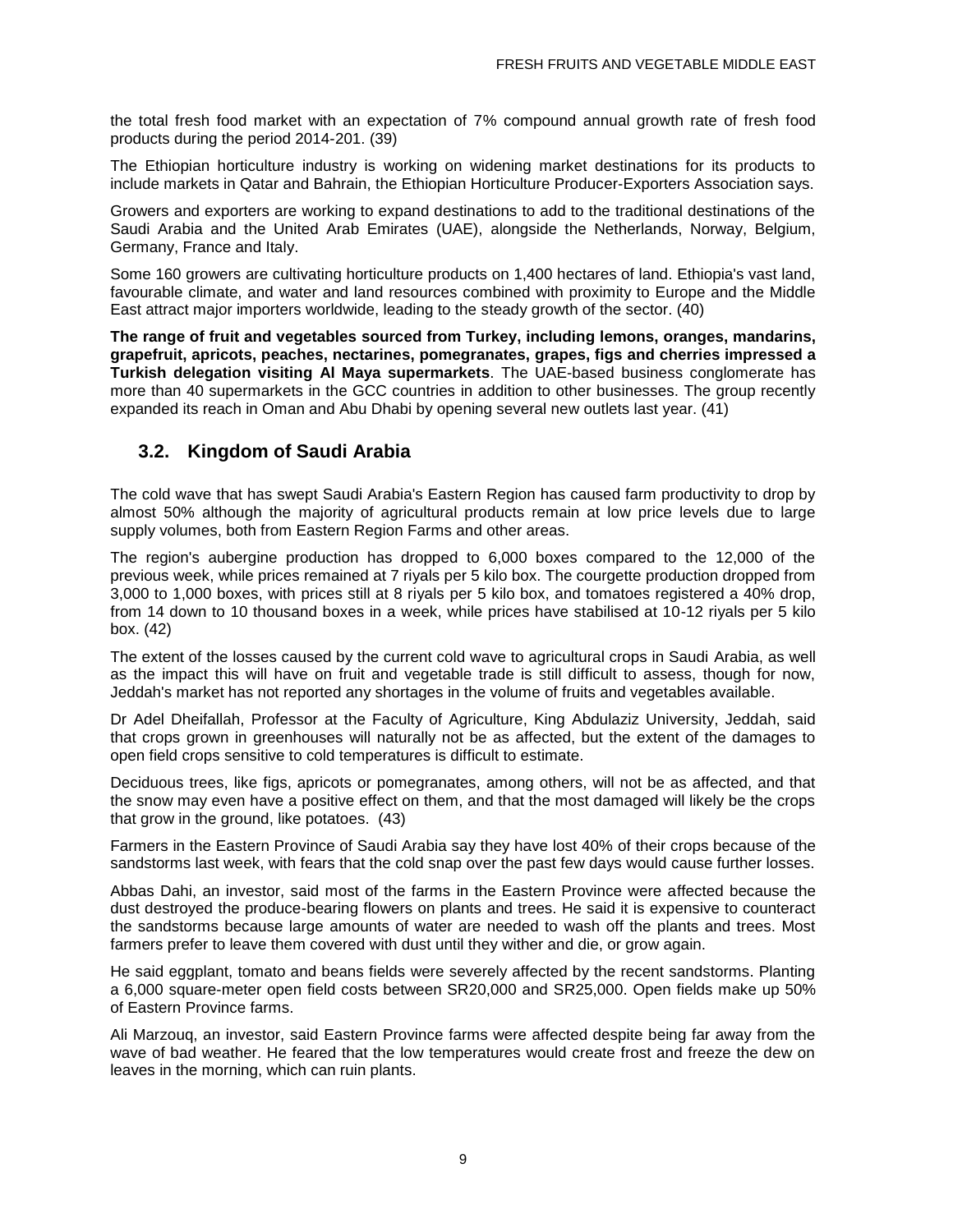the total fresh food market with an expectation of 7% compound annual growth rate of fresh food products during the period 2014-201. (39)

The Ethiopian horticulture industry is working on widening market destinations for its products to include markets in Qatar and Bahrain, the Ethiopian Horticulture Producer-Exporters Association says.

Growers and exporters are working to expand destinations to add to the traditional destinations of the Saudi Arabia and the United Arab Emirates (UAE), alongside the Netherlands, Norway, Belgium, Germany, France and Italy.

Some 160 growers are cultivating horticulture products on 1,400 hectares of land. Ethiopia's vast land, favourable climate, and water and land resources combined with proximity to Europe and the Middle East attract major importers worldwide, leading to the steady growth of the sector. (40)

**The range of fruit and vegetables sourced from Turkey, including lemons, oranges, mandarins, grapefruit, apricots, peaches, nectarines, pomegranates, grapes, figs and cherries impressed a Turkish delegation visiting Al Maya supermarkets**. The UAE-based business conglomerate has more than 40 supermarkets in the GCC countries in addition to other businesses. The group recently expanded its reach in Oman and Abu Dhabi by opening several new outlets last year. (41)

## 3.2. Kingdom of Saudi Arabia

The cold wave that has swept Saudi Arabia's Eastern Region has caused farm productivity to drop by almost 50% although the majority of agricultural products remain at low price levels due to large supply volumes, both from Eastern Region Farms and other areas.

The region's aubergine production has dropped to 6,000 boxes compared to the 12,000 of the previous week, while prices remained at 7 riyals per 5 kilo box. The courgette production dropped from 3,000 to 1,000 boxes, with prices still at 8 riyals per 5 kilo box, and tomatoes registered a 40% drop, from 14 down to 10 thousand boxes in a week, while prices have stabilised at 10-12 riyals per 5 kilo box. (42)

The extent of the losses caused by the current cold wave to agricultural crops in Saudi Arabia, as well as the impact this will have on fruit and vegetable trade is still difficult to assess, though for now, Jeddah's market has not reported any shortages in the volume of fruits and vegetables available.

Dr Adel Dheifallah, Professor at the Faculty of Agriculture, King Abdulaziz University, Jeddah, said that crops grown in greenhouses will naturally not be as affected, but the extent of the damages to open field crops sensitive to cold temperatures is difficult to estimate.

Deciduous trees, like figs, apricots or pomegranates, among others, will not be as affected, and that the snow may even have a positive effect on them, and that the most damaged will likely be the crops that grow in the ground, like potatoes. (43)

Farmers in the Eastern Province of Saudi Arabia say they have lost 40% of their crops because of the sandstorms last week, with fears that the cold snap over the past few days would cause further losses.

Abbas Dahi, an investor, said most of the farms in the Eastern Province were affected because the dust destroyed the produce-bearing flowers on plants and trees. He said it is expensive to counteract the sandstorms because large amounts of water are needed to wash off the plants and trees. Most farmers prefer to leave them covered with dust until they wither and die, or grow again.

He said eggplant, tomato and beans fields were severely affected by the recent sandstorms. Planting a 6,000 square-meter open field costs between SR20,000 and SR25,000. Open fields make up 50% of Eastern Province farms.

Ali Marzouq, an investor, said Eastern Province farms were affected despite being far away from the wave of bad weather. He feared that the low temperatures would create frost and freeze the dew on leaves in the morning, which can ruin plants.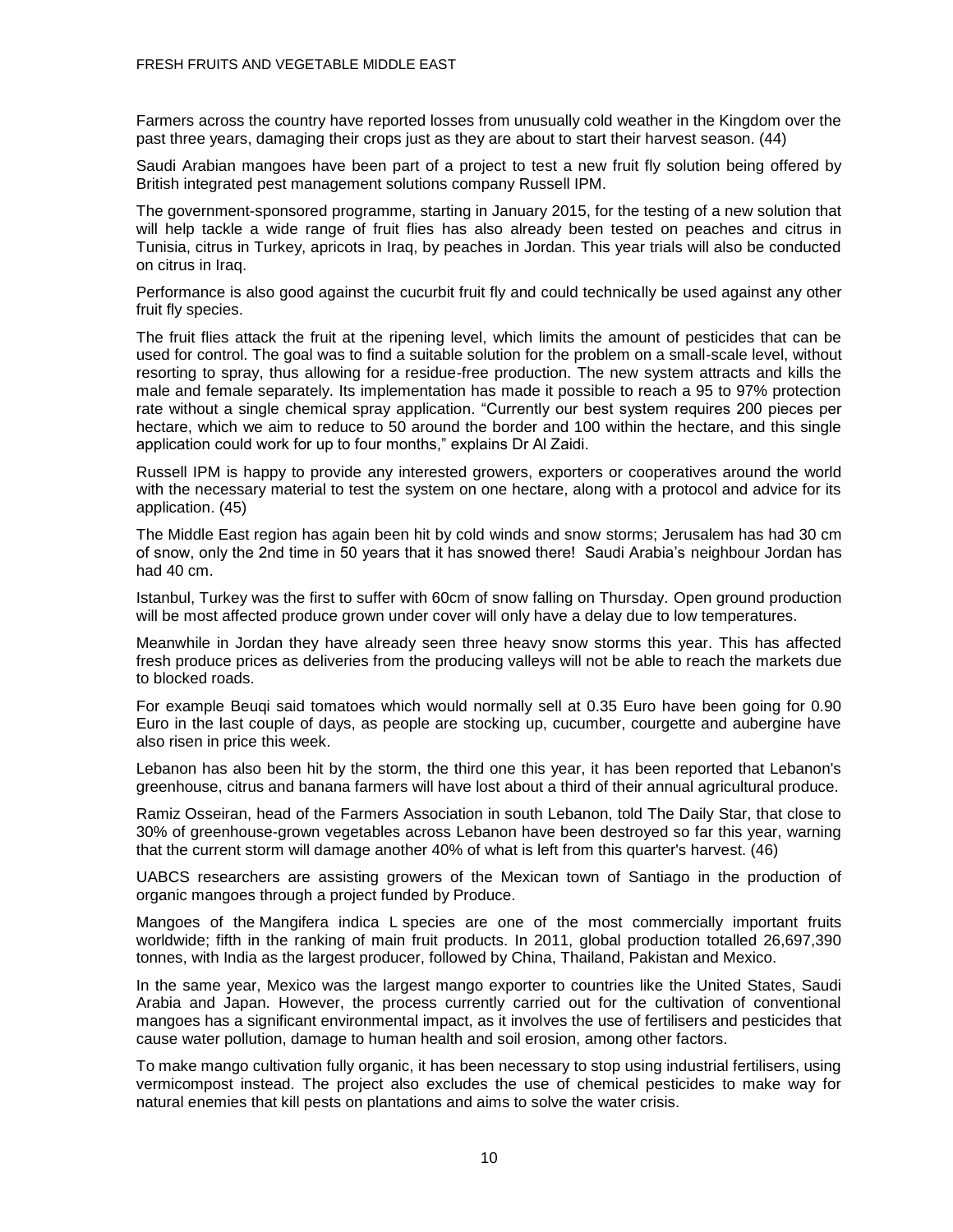Farmers across the country have reported losses from unusually cold weather in the Kingdom over the past three years, damaging their crops just as they are about to start their harvest season. (44)

Saudi Arabian mangoes have been part of a project to test a new fruit fly solution being offered by British integrated pest management solutions company Russell IPM.

The government-sponsored programme, starting in January 2015, for the testing of a new solution that will help tackle a wide range of fruit flies has also already been tested on peaches and citrus in Tunisia, citrus in Turkey, apricots in Iraq, by peaches in Jordan. This year trials will also be conducted on citrus in Iraq.

Performance is also good against the cucurbit fruit fly and could technically be used against any other fruit fly species.

The fruit flies attack the fruit at the ripening level, which limits the amount of pesticides that can be used for control. The goal was to find a suitable solution for the problem on a small-scale level, without resorting to spray, thus allowing for a residue-free production. The new system attracts and kills the male and female separately. Its implementation has made it possible to reach a 95 to 97% protection rate without a single chemical spray application. "Currently our best system requires 200 pieces per hectare, which we aim to reduce to 50 around the border and 100 within the hectare, and this single application could work for up to four months," explains Dr Al Zaidi.

Russell IPM is happy to provide any interested growers, exporters or cooperatives around the world with the necessary material to test the system on one hectare, along with a protocol and advice for its application. (45)

The Middle East region has again been hit by cold winds and snow storms; Jerusalem has had 30 cm of snow, only the 2nd time in 50 years that it has snowed there! Saudi Arabia's neighbour Jordan has had 40 cm.

Istanbul, Turkey was the first to suffer with 60cm of snow falling on Thursday. Open ground production will be most affected produce grown under cover will only have a delay due to low temperatures.

Meanwhile in Jordan they have already seen three heavy snow storms this year. This has affected fresh produce prices as deliveries from the producing valleys will not be able to reach the markets due to blocked roads.

For example Beuqi said tomatoes which would normally sell at 0.35 Euro have been going for 0.90 Euro in the last couple of days, as people are stocking up, cucumber, courgette and aubergine have also risen in price this week.

Lebanon has also been hit by the storm, the third one this year, it has been reported that Lebanon's greenhouse, citrus and banana farmers will have lost about a third of their annual agricultural produce.

Ramiz Osseiran, head of the Farmers Association in south Lebanon, told The Daily Star, that close to 30% of greenhouse-grown vegetables across Lebanon have been destroyed so far this year, warning that the current storm will damage another 40% of what is left from this quarter's harvest. (46)

UABCS researchers are assisting growers of the Mexican town of Santiago in the production of organic mangoes through a project funded by Produce.

Mangoes of the Mangifera indica L species are one of the most commercially important fruits worldwide; fifth in the ranking of main fruit products. In 2011, global production totalled 26,697,390 tonnes, with India as the largest producer, followed by China, Thailand, Pakistan and Mexico.

In the same year, Mexico was the largest mango exporter to countries like the United States, Saudi Arabia and Japan. However, the process currently carried out for the cultivation of conventional mangoes has a significant environmental impact, as it involves the use of fertilisers and pesticides that cause water pollution, damage to human health and soil erosion, among other factors.

To make mango cultivation fully organic, it has been necessary to stop using industrial fertilisers, using vermicompost instead. The project also excludes the use of chemical pesticides to make way for natural enemies that kill pests on plantations and aims to solve the water crisis.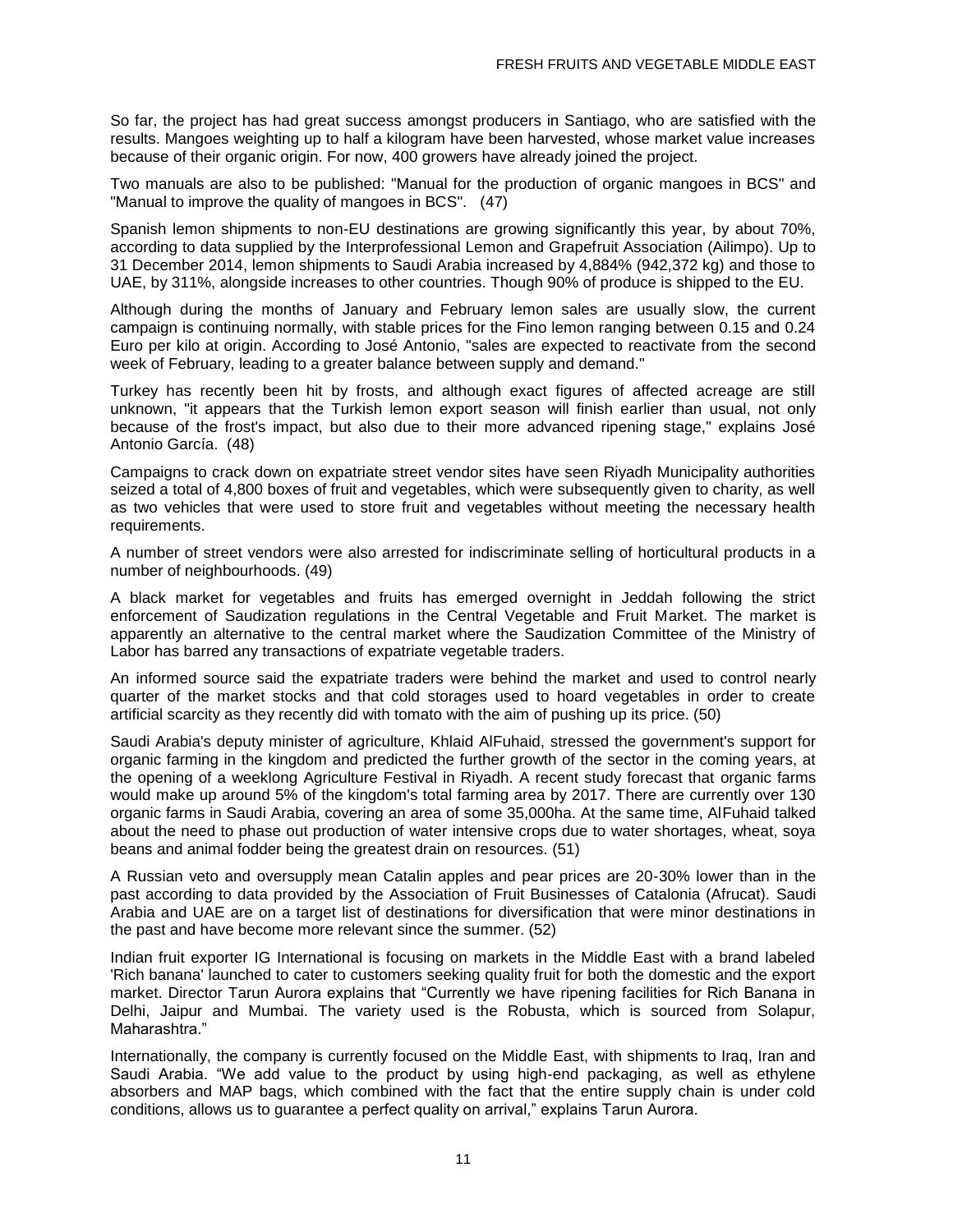So far, the project has had great success amongst producers in Santiago, who are satisfied with the results. Mangoes weighting up to half a kilogram have been harvested, whose market value increases because of their organic origin. For now, 400 growers have already joined the project.

Two manuals are also to be published: "Manual for the production of organic mangoes in BCS" and "Manual to improve the quality of mangoes in BCS". (47)

Spanish lemon shipments to non-EU destinations are growing significantly this year, by about 70%, according to data supplied by the Interprofessional Lemon and Grapefruit Association (Ailimpo). Up to 31 December 2014, lemon shipments to Saudi Arabia increased by 4,884% (942,372 kg) and those to UAE, by 311%, alongside increases to other countries. Though 90% of produce is shipped to the EU.

Although during the months of January and February lemon sales are usually slow, the current campaign is continuing normally, with stable prices for the Fino lemon ranging between 0.15 and 0.24 Euro per kilo at origin. According to José Antonio, "sales are expected to reactivate from the second week of February, leading to a greater balance between supply and demand."

Turkey has recently been hit by frosts, and although exact figures of affected acreage are still unknown, "it appears that the Turkish lemon export season will finish earlier than usual, not only because of the frost's impact, but also due to their more advanced ripening stage," explains José Antonio García. (48)

Campaigns to crack down on expatriate street vendor sites have seen Riyadh Municipality authorities seized a total of 4,800 boxes of fruit and vegetables, which were subsequently given to charity, as well as two vehicles that were used to store fruit and vegetables without meeting the necessary health requirements.

A number of street vendors were also arrested for indiscriminate selling of horticultural products in a number of neighbourhoods. (49)

A black market for vegetables and fruits has emerged overnight in Jeddah following the strict enforcement of Saudization regulations in the Central Vegetable and Fruit Market. The market is apparently an alternative to the central market where the Saudization Committee of the Ministry of Labor has barred any transactions of expatriate vegetable traders.

An informed source said the expatriate traders were behind the market and used to control nearly quarter of the market stocks and that cold storages used to hoard vegetables in order to create artificial scarcity as they recently did with tomato with the aim of pushing up its price. (50)

Saudi Arabia's deputy minister of agriculture, Khlaid AlFuhaid, stressed the government's support for organic farming in the kingdom and predicted the further growth of the sector in the coming years, at the opening of a weeklong Agriculture Festival in Riyadh. A recent study forecast that organic farms would make up around 5% of the kingdom's total farming area by 2017. There are currently over 130 organic farms in Saudi Arabia, covering an area of some 35,000ha. At the same time, AlFuhaid talked about the need to phase out production of water intensive crops due to water shortages, wheat, soya beans and animal fodder being the greatest drain on resources. (51)

A Russian veto and oversupply mean Catalin apples and pear prices are 20-30% lower than in the past according to data provided by the Association of Fruit Businesses of Catalonia (Afrucat). Saudi Arabia and UAE are on a target list of destinations for diversification that were minor destinations in the past and have become more relevant since the summer. (52)

Indian fruit exporter IG International is focusing on markets in the Middle East with a brand labeled 'Rich banana' launched to cater to customers seeking quality fruit for both the domestic and the export market. Director Tarun Aurora explains that "Currently we have ripening facilities for Rich Banana in Delhi, Jaipur and Mumbai. The variety used is the Robusta, which is sourced from Solapur, Maharashtra."

Internationally, the company is currently focused on the Middle East, with shipments to Iraq, Iran and Saudi Arabia. "We add value to the product by using high-end packaging, as well as ethylene absorbers and MAP bags, which combined with the fact that the entire supply chain is under cold conditions, allows us to guarantee a perfect quality on arrival," explains Tarun Aurora.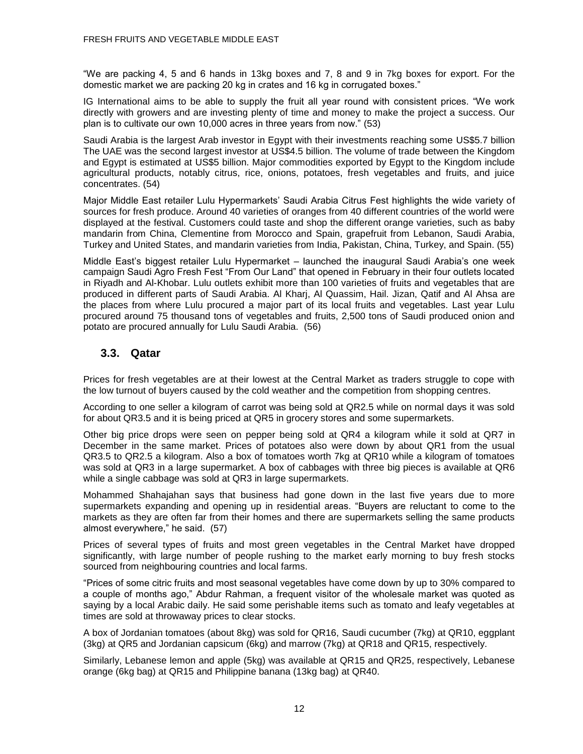"We are packing 4, 5 and 6 hands in 13kg boxes and 7, 8 and 9 in 7kg boxes for export. For the domestic market we are packing 20 kg in crates and 16 kg in corrugated boxes."

IG International aims to be able to supply the fruit all year round with consistent prices. "We work directly with growers and are investing plenty of time and money to make the project a success. Our plan is to cultivate our own 10,000 acres in three years from now." (53)

Saudi Arabia is the largest Arab investor in Egypt with their investments reaching some US$5.7 billion The UAE was the second largest investor at US$4.5 billion. The volume of trade between the Kingdom and Egypt is estimated at US$5 billion. Major commodities exported by Egypt to the Kingdom include agricultural products, notably citrus, rice, onions, potatoes, fresh vegetables and fruits, and juice concentrates. (54)

Major Middle East retailer Lulu Hypermarkets' Saudi Arabia Citrus Fest highlights the wide variety of sources for fresh produce. Around 40 varieties of oranges from 40 different countries of the world were displayed at the festival. Customers could taste and shop the different orange varieties, such as baby mandarin from China, Clementine from Morocco and Spain, grapefruit from Lebanon, Saudi Arabia, Turkey and United States, and mandarin varieties from India, Pakistan, China, Turkey, and Spain. (55)

Middle East's biggest retailer Lulu Hypermarket – launched the inaugural Saudi Arabia's one week campaign Saudi Agro Fresh Fest "From Our Land" that opened in February in their four outlets located in Riyadh and Al-Khobar. Lulu outlets exhibit more than 100 varieties of fruits and vegetables that are produced in different parts of Saudi Arabia. Al Kharj, Al Quassim, Hail. Jizan, Qatif and Al Ahsa are the places from where Lulu procured a major part of its local fruits and vegetables. Last year Lulu procured around 75 thousand tons of vegetables and fruits, 2,500 tons of Saudi produced onion and potato are procured annually for Lulu Saudi Arabia. (56)

## 3.3. Qatar

Prices for fresh vegetables are at their lowest at the Central Market as traders struggle to cope with the low turnout of buyers caused by the cold weather and the competition from shopping centres.

According to one seller a kilogram of carrot was being sold at QR2.5 while on normal days it was sold for about QR3.5 and it is being priced at QR5 in grocery stores and some supermarkets.

Other big price drops were seen on pepper being sold at QR4 a kilogram while it sold at QR7 in December in the same market. Prices of potatoes also were down by about QR1 from the usual QR3.5 to QR2.5 a kilogram. Also a box of tomatoes worth 7kg at QR10 while a kilogram of tomatoes was sold at QR3 in a large supermarket. A box of cabbages with three big pieces is available at QR6 while a single cabbage was sold at QR3 in large supermarkets.

Mohammed Shahajahan says that business had gone down in the last five years due to more supermarkets expanding and opening up in residential areas. "Buyers are reluctant to come to the markets as they are often far from their homes and there are supermarkets selling the same products almost everywhere," he said. (57)

Prices of several types of fruits and most green vegetables in the Central Market have dropped significantly, with large number of people rushing to the market early morning to buy fresh stocks sourced from neighbouring countries and local farms.

"Prices of some citric fruits and most seasonal vegetables have come down by up to 30% compared to a couple of months ago," Abdur Rahman, a frequent visitor of the wholesale market was quoted as saying by a local Arabic daily. He said some perishable items such as tomato and leafy vegetables at times are sold at throwaway prices to clear stocks.

A box of Jordanian tomatoes (about 8kg) was sold for QR16, Saudi cucumber (7kg) at QR10, eggplant (3kg) at QR5 and Jordanian capsicum (6kg) and marrow (7kg) at QR18 and QR15, respectively.

Similarly, Lebanese lemon and apple (5kg) was available at QR15 and QR25, respectively, Lebanese orange (6kg bag) at QR15 and Philippine banana (13kg bag) at QR40.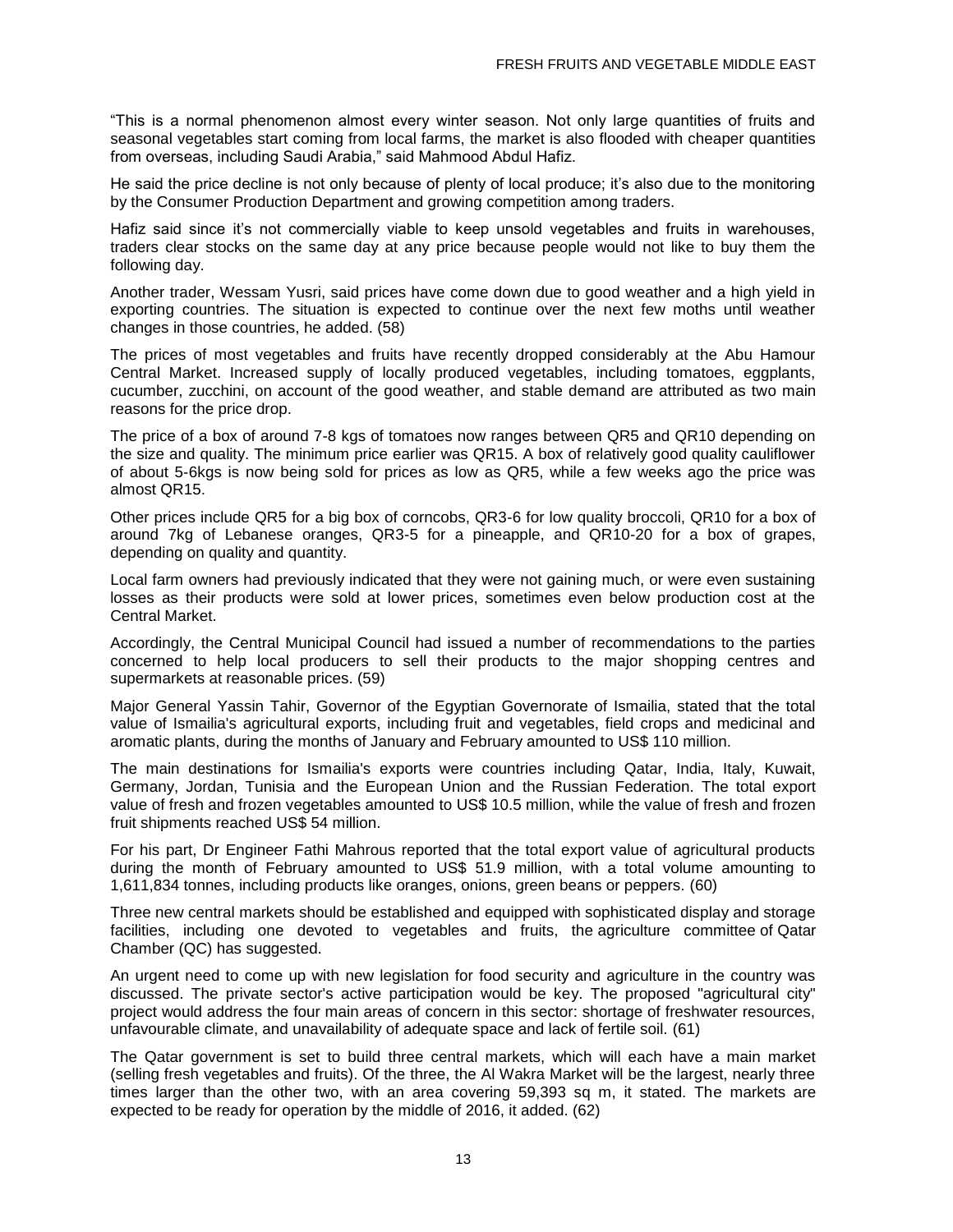“This is a normal phenomenon almost every winter season. Not only large quantities of fruits and seasonal vegetables start coming from local farms, the market is also flooded with cheaper quantities from overseas, including Saudi Arabia,” said Mahmood Abdul Hafiz.

He said the price decline is not only because of plenty of local produce; it’s also due to the monitoring by the Consumer Production Department and growing competition among traders.

Hafiz said since it’s not commercially viable to keep unsold vegetables and fruits in warehouses, traders clear stocks on the same day at any price because people would not like to buy them the following day.

Another trader, Wessam Yusri, said prices have come down due to good weather and a high yield in exporting countries. The situation is expected to continue over the next few moths until weather changes in those countries, he added. (58)

The prices of most vegetables and fruits have recently dropped considerably at the Abu Hamour Central Market. Increased supply of locally produced vegetables, including tomatoes, eggplants, cucumber, zucchini, on account of the good weather, and stable demand are attributed as two main reasons for the price drop.

The price of a box of around 7-8 kgs of tomatoes now ranges between QR5 and QR10 depending on the size and quality. The minimum price earlier was QR15. A box of relatively good quality cauliflower of about 5-6kgs is now being sold for prices as low as QR5, while a few weeks ago the price was almost QR15.

Other prices include QR5 for a big box of corncobs, QR3-6 for low quality broccoli, QR10 for a box of around 7kg of Lebanese oranges, QR3-5 for a pineapple, and QR10-20 for a box of grapes, depending on quality and quantity.

Local farm owners had previously indicated that they were not gaining much, or were even sustaining losses as their products were sold at lower prices, sometimes even below production cost at the Central Market.

Accordingly, the Central Municipal Council had issued a number of recommendations to the parties concerned to help local producers to sell their products to the major shopping centres and supermarkets at reasonable prices. (59)

Major General Yassin Tahir, Governor of the Egyptian Governorate of Ismailia, stated that the total value of Ismailia's agricultural exports, including fruit and vegetables, field crops and medicinal and aromatic plants, during the months of January and February amounted to US$ 110 million.

The main destinations for Ismailia's exports were countries including Qatar, India, Italy, Kuwait, Germany, Jordan, Tunisia and the European Union and the Russian Federation. The total export value of fresh and frozen vegetables amounted to US$ 10.5 million, while the value of fresh and frozen fruit shipments reached US$ 54 million.

For his part, Dr Engineer Fathi Mahrous reported that the total export value of agricultural products during the month of February amounted to US$ 51.9 million, with a total volume amounting to 1,611,834 tonnes, including products like oranges, onions, green beans or peppers. (60)

Three new central markets should be established and equipped with sophisticated display and storage facilities, including one devoted to vegetables and fruits, the agriculture committee of Qatar Chamber (QC) has suggested.

An urgent need to come up with new legislation for food security and agriculture in the country was discussed. The private sector's active participation would be key. The proposed "agricultural city" project would address the four main areas of concern in this sector: shortage of freshwater resources, unfavourable climate, and unavailability of adequate space and lack of fertile soil. (61)

The Qatar government is set to build three central markets, which will each have a main market (selling fresh vegetables and fruits). Of the three, the Al Wakra Market will be the largest, nearly three times larger than the other two, with an area covering 59,393 sq m, it stated. The markets are expected to be ready for operation by the middle of 2016, it added. (62)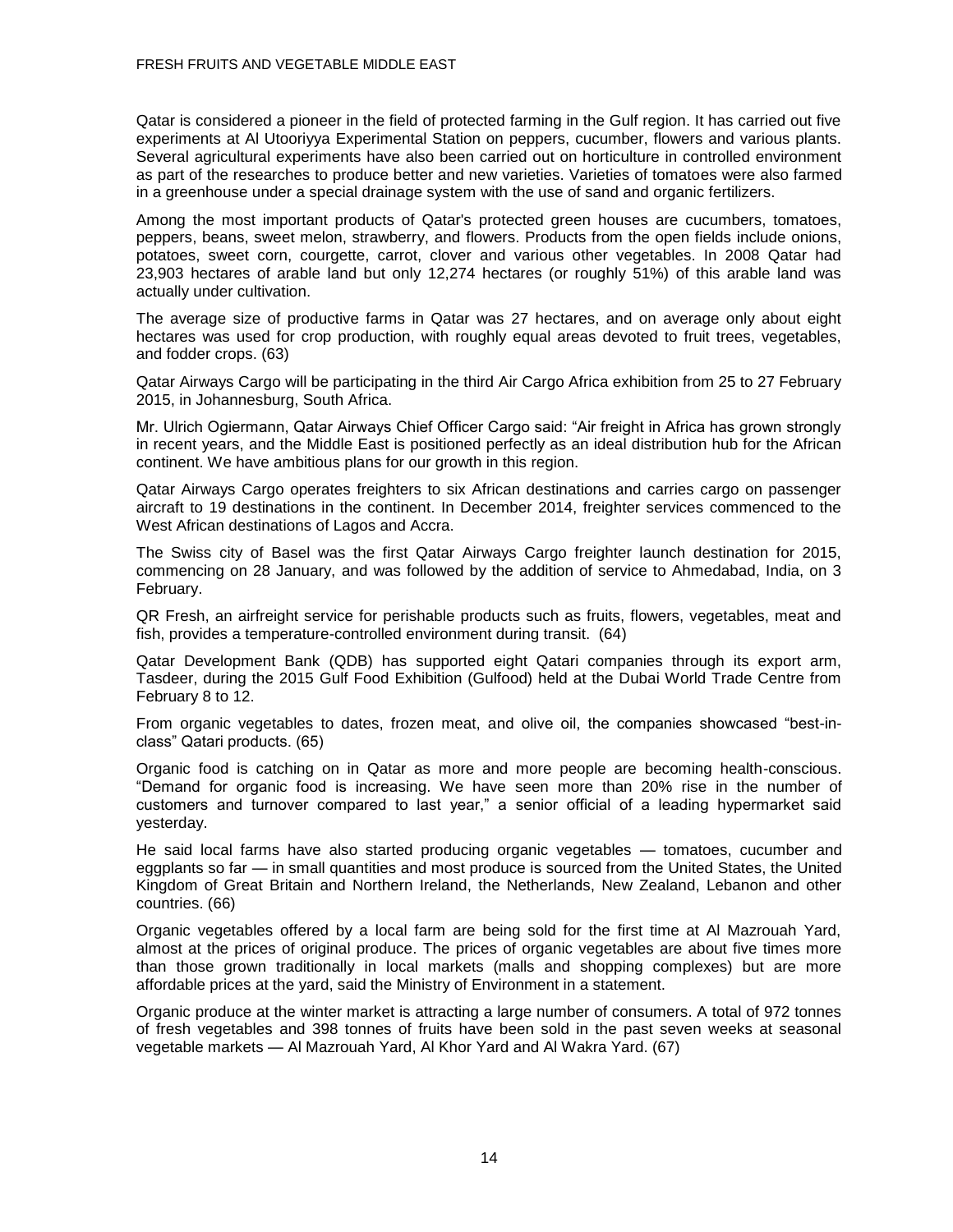Qatar is considered a pioneer in the field of protected farming in the Gulf region. It has carried out five experiments at Al Utooriyya Experimental Station on peppers, cucumber, flowers and various plants. Several agricultural experiments have also been carried out on horticulture in controlled environment as part of the researches to produce better and new varieties. Varieties of tomatoes were also farmed in a greenhouse under a special drainage system with the use of sand and organic fertilizers.

Among the most important products of Qatar's protected green houses are cucumbers, tomatoes, peppers, beans, sweet melon, strawberry, and flowers. Products from the open fields include onions, potatoes, sweet corn, courgette, carrot, clover and various other vegetables. In 2008 Qatar had 23,903 hectares of arable land but only 12,274 hectares (or roughly 51%) of this arable land was actually under cultivation.

The average size of productive farms in Qatar was 27 hectares, and on average only about eight hectares was used for crop production, with roughly equal areas devoted to fruit trees, vegetables, and fodder crops. (63)

Qatar Airways Cargo will be participating in the third Air Cargo Africa exhibition from 25 to 27 February 2015, in Johannesburg, South Africa.

Mr. Ulrich Ogiermann, Qatar Airways Chief Officer Cargo said: "Air freight in Africa has grown strongly in recent years, and the Middle East is positioned perfectly as an ideal distribution hub for the African continent. We have ambitious plans for our growth in this region.

Qatar Airways Cargo operates freighters to six African destinations and carries cargo on passenger aircraft to 19 destinations in the continent. In December 2014, freighter services commenced to the West African destinations of Lagos and Accra.

The Swiss city of Basel was the first Qatar Airways Cargo freighter launch destination for 2015, commencing on 28 January, and was followed by the addition of service to Ahmedabad, India, on 3 February.

QR Fresh, an airfreight service for perishable products such as fruits, flowers, vegetables, meat and fish, provides a temperature-controlled environment during transit. (64)

Qatar Development Bank (QDB) has supported eight Qatari companies through its export arm, Tasdeer, during the 2015 Gulf Food Exhibition (Gulfood) held at the Dubai World Trade Centre from February 8 to 12.

From organic vegetables to dates, frozen meat, and olive oil, the companies showcased "best-in-class" Qatari products. (65)

Organic food is catching on in Qatar as more and more people are becoming health-conscious. "Demand for organic food is increasing. We have seen more than 20% rise in the number of customers and turnover compared to last year," a senior official of a leading hypermarket said yesterday.

He said local farms have also started producing organic vegetables — tomatoes, cucumber and eggplants so far — in small quantities and most produce is sourced from the United States, the United Kingdom of Great Britain and Northern Ireland, the Netherlands, New Zealand, Lebanon and other countries. (66)

Organic vegetables offered by a local farm are being sold for the first time at Al Mazrouah Yard, almost at the prices of original produce. The prices of organic vegetables are about five times more than those grown traditionally in local markets (malls and shopping complexes) but are more affordable prices at the yard, said the Ministry of Environment in a statement.

Organic produce at the winter market is attracting a large number of consumers. A total of 972 tonnes of fresh vegetables and 398 tonnes of fruits have been sold in the past seven weeks at seasonal vegetable markets — Al Mazrouah Yard, Al Khor Yard and Al Wakra Yard. (67)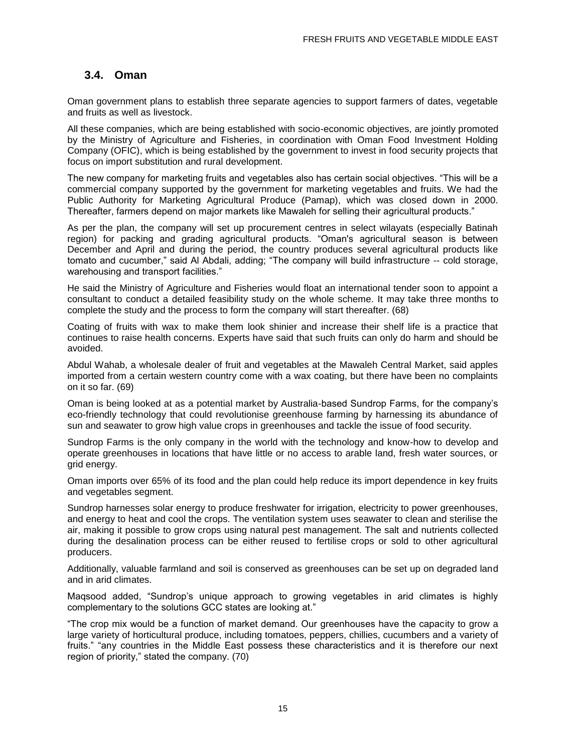## 3.4. Oman

Oman government plans to establish three separate agencies to support farmers of dates, vegetable and fruits as well as livestock.

All these companies, which are being established with socio-economic objectives, are jointly promoted by the Ministry of Agriculture and Fisheries, in coordination with Oman Food Investment Holding Company (OFIC), which is being established by the government to invest in food security projects that focus on import substitution and rural development.

The new company for marketing fruits and vegetables also has certain social objectives. "This will be a commercial company supported by the government for marketing vegetables and fruits. We had the Public Authority for Marketing Agricultural Produce (Pamap), which was closed down in 2000. Thereafter, farmers depend on major markets like Mawaleh for selling their agricultural products."

As per the plan, the company will set up procurement centres in select wilayats (especially Batinah region) for packing and grading agricultural products. "Oman's agricultural season is between December and April and during the period, the country produces several agricultural products like tomato and cucumber," said Al Abdali, adding; "The company will build infrastructure -- cold storage, warehousing and transport facilities."

He said the Ministry of Agriculture and Fisheries would float an international tender soon to appoint a consultant to conduct a detailed feasibility study on the whole scheme. It may take three months to complete the study and the process to form the company will start thereafter. (68)

Coating of fruits with wax to make them look shinier and increase their shelf life is a practice that continues to raise health concerns. Experts have said that such fruits can only do harm and should be avoided.

Abdul Wahab, a wholesale dealer of fruit and vegetables at the Mawaleh Central Market, said apples imported from a certain western country come with a wax coating, but there have been no complaints on it so far. (69)

Oman is being looked at as a potential market by Australia-based Sundrop Farms, for the company's eco-friendly technology that could revolutionise greenhouse farming by harnessing its abundance of sun and seawater to grow high value crops in greenhouses and tackle the issue of food security.

Sundrop Farms is the only company in the world with the technology and know-how to develop and operate greenhouses in locations that have little or no access to arable land, fresh water sources, or grid energy.

Oman imports over 65% of its food and the plan could help reduce its import dependence in key fruits and vegetables segment.

Sundrop harnesses solar energy to produce freshwater for irrigation, electricity to power greenhouses, and energy to heat and cool the crops. The ventilation system uses seawater to clean and sterilise the air, making it possible to grow crops using natural pest management. The salt and nutrients collected during the desalination process can be either reused to fertilise crops or sold to other agricultural producers.

Additionally, valuable farmland and soil is conserved as greenhouses can be set up on degraded land and in arid climates.

Maqsood added, "Sundrop's unique approach to growing vegetables in arid climates is highly complementary to the solutions GCC states are looking at."

"The crop mix would be a function of market demand. Our greenhouses have the capacity to grow a large variety of horticultural produce, including tomatoes, peppers, chillies, cucumbers and a variety of fruits." "any countries in the Middle East possess these characteristics and it is therefore our next region of priority," stated the company. (70)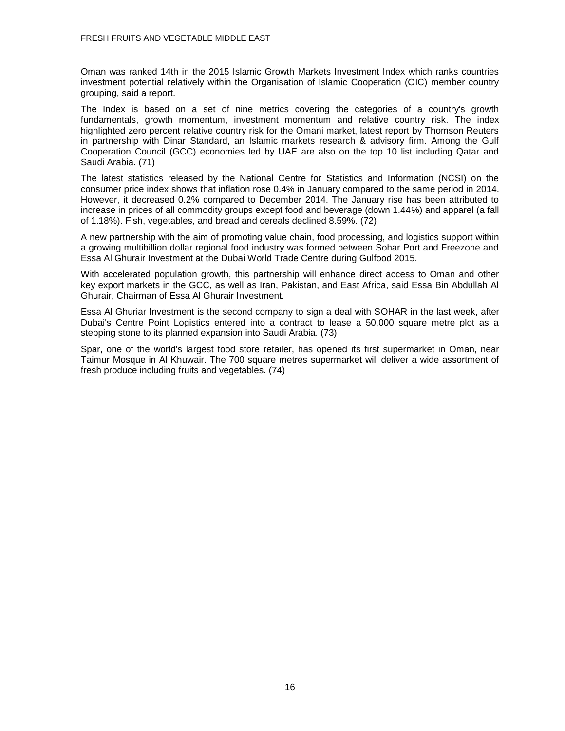Oman was ranked 14th in the 2015 Islamic Growth Markets Investment Index which ranks countries investment potential relatively within the Organisation of Islamic Cooperation (OIC) member country grouping, said a report.

The Index is based on a set of nine metrics covering the categories of a country's growth fundamentals, growth momentum, investment momentum and relative country risk. The index highlighted zero percent relative country risk for the Omani market, latest report by Thomson Reuters in partnership with Dinar Standard, an Islamic markets research & advisory firm. Among the Gulf Cooperation Council (GCC) economies led by UAE are also on the top 10 list including Qatar and Saudi Arabia. (71)

The latest statistics released by the National Centre for Statistics and Information (NCSI) on the consumer price index shows that inflation rose 0.4% in January compared to the same period in 2014. However, it decreased 0.2% compared to December 2014. The January rise has been attributed to increase in prices of all commodity groups except food and beverage (down 1.44%) and apparel (a fall of 1.18%). Fish, vegetables, and bread and cereals declined 8.59%. (72)

A new partnership with the aim of promoting value chain, food processing, and logistics support within a growing multibillion dollar regional food industry was formed between Sohar Port and Freezone and Essa Al Ghurair Investment at the Dubai World Trade Centre during Gulfood 2015.

With accelerated population growth, this partnership will enhance direct access to Oman and other key export markets in the GCC, as well as Iran, Pakistan, and East Africa, said Essa Bin Abdullah Al Ghurair, Chairman of Essa Al Ghurair Investment.

Essa Al Ghuriar Investment is the second company to sign a deal with SOHAR in the last week, after Dubai's Centre Point Logistics entered into a contract to lease a 50,000 square metre plot as a stepping stone to its planned expansion into Saudi Arabia. (73)

Spar, one of the world's largest food store retailer, has opened its first supermarket in Oman, near Taimur Mosque in Al Khuwair. The 700 square metres supermarket will deliver a wide assortment of fresh produce including fruits and vegetables. (74)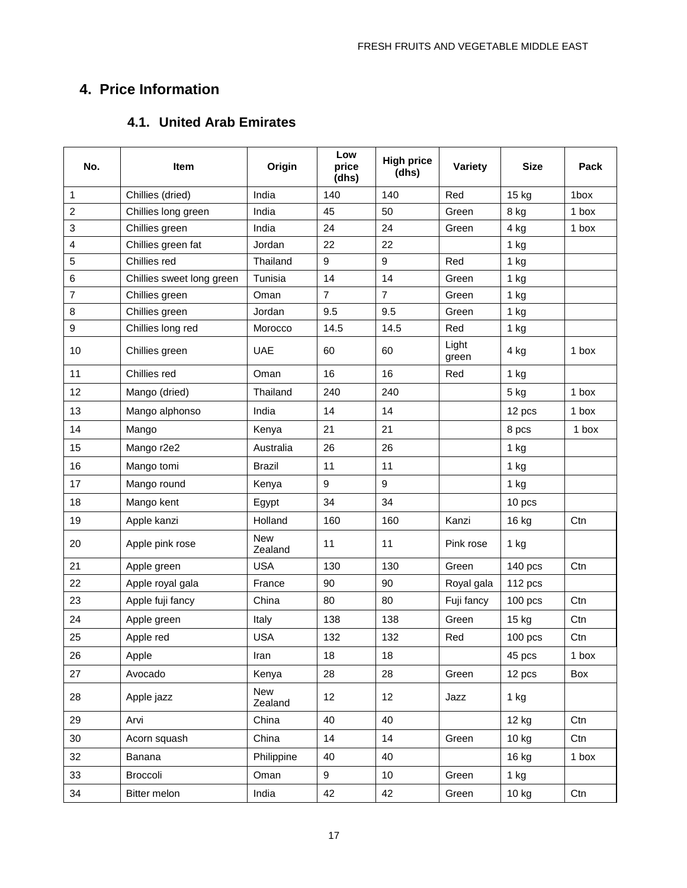## 4. Price Information

### 4.1. United Arab Emirates

| No. | Item | Origin | Low price (dhs) | High price (dhs) | Variety | Size | Pack |
|---|---|---|---|---|---|---|---|
| 1 | Chillies (dried) | India | 140 | 140 | Red | 15 kg | 1box |
| 2 | Chillies long green | India | 45 | 50 | Green | 8 kg | 1 box |
| 3 | Chillies green | India | 24 | 24 | Green | 4 kg | 1 box |
| 4 | Chillies green fat | Jordan | 22 | 22 | | 1 kg | |
| 5 | Chillies red | Thailand | 9 | 9 | Red | 1 kg | |
| 6 | Chillies sweet long green | Tunisia | 14 | 14 | Green | 1 kg | |
| 7 | Chillies green | Oman | 7 | 7 | Green | 1 kg | |
| 8 | Chillies green | Jordan | 9.5 | 9.5 | Green | 1 kg | |
| 9 | Chillies long red | Morocco | 14.5 | 14.5 | Red | 1 kg | |
| 10 | Chillies green | UAE | 60 | 60 | Light green | 4 kg | 1 box |
| 11 | Chillies red | Oman | 16 | 16 | Red | 1 kg | |
| 12 | Mango (dried) | Thailand | 240 | 240 | | 5 kg | 1 box |
| 13 | Mango alphonso | India | 14 | 14 | | 12 pcs | 1 box |
| 14 | Mango | Kenya | 21 | 21 | | 8 pcs | 1 box |
| 15 | Mango r2e2 | Australia | 26 | 26 | | 1 kg | |
| 16 | Mango tomi | Brazil | 11 | 11 | | 1 kg | |
| 17 | Mango round | Kenya | 9 | 9 | | 1 kg | |
| 18 | Mango kent | Egypt | 34 | 34 | | 10 pcs | |
| 19 | Apple kanzi | Holland | 160 | 160 | Kanzi | 16 kg | Ctn |
| 20 | Apple pink rose | New Zealand | 11 | 11 | Pink rose | 1 kg | |
| 21 | Apple green | USA | 130 | 130 | Green | 140 pcs | Ctn |
| 22 | Apple royal gala | France | 90 | 90 | Royal gala | 112 pcs | |
| 23 | Apple fuji fancy | China | 80 | 80 | Fuji fancy | 100 pcs | Ctn |
| 24 | Apple green | Italy | 138 | 138 | Green | 15 kg | Ctn |
| 25 | Apple red | USA | 132 | 132 | Red | 100 pcs | Ctn |
| 26 | Apple | Iran | 18 | 18 | | 45 pcs | 1 box |
| 27 | Avocado | Kenya | 28 | 28 | Green | 12 pcs | Box |
| 28 | Apple jazz | New Zealand | 12 | 12 | Jazz | 1 kg | |
| 29 | Arvi | China | 40 | 40 | | 12 kg | Ctn |
| 30 | Acorn squash | China | 14 | 14 | Green | 10 kg | Ctn |
| 32 | Banana | Philippine | 40 | 40 | | 16 kg | 1 box |
| 33 | Broccoli | Oman | 9 | 10 | Green | 1 kg | |
| 34 | Bitter melon | India | 42 | 42 | Green | 10 kg | Ctn |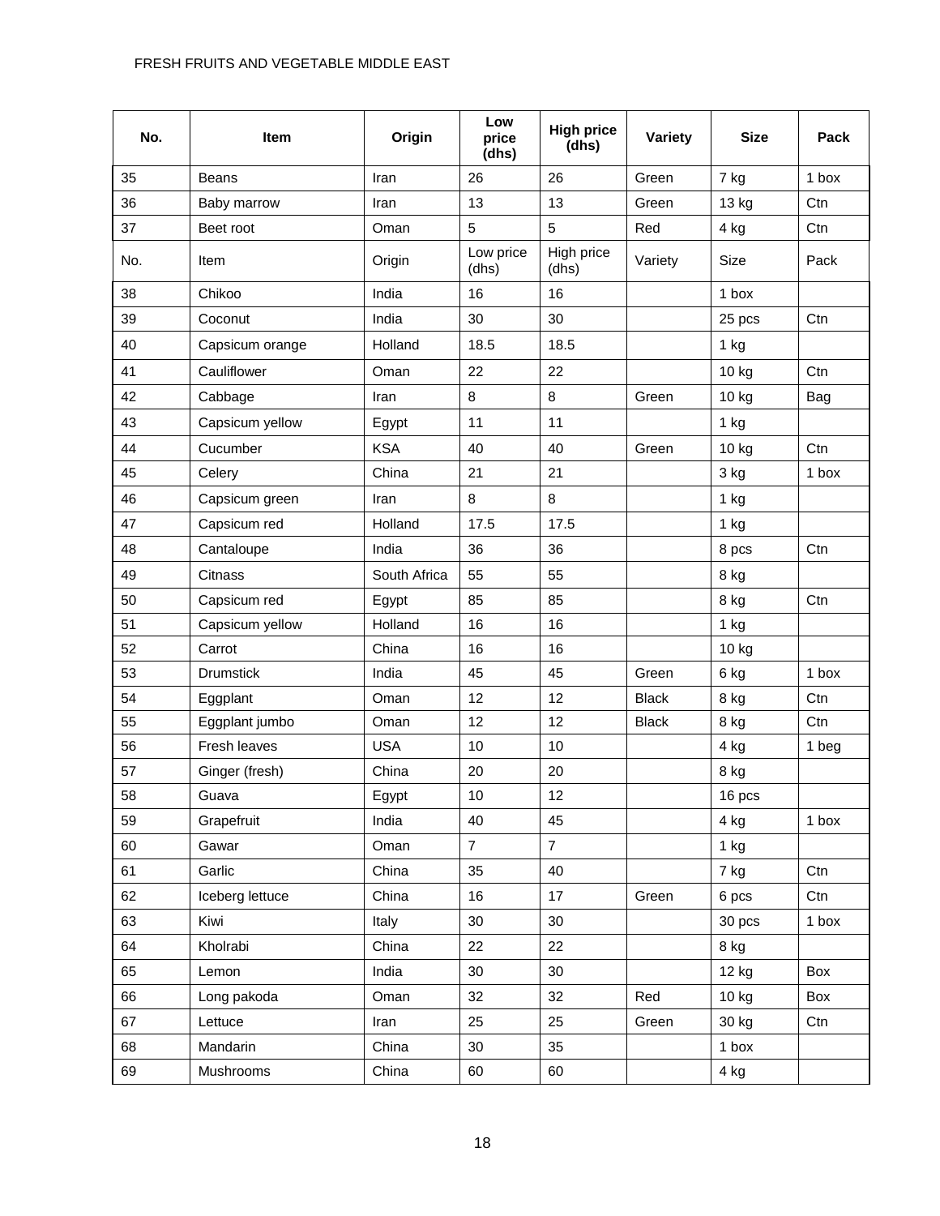FRESH FRUITS AND VEGETABLE MIDDLE EAST

| No. | Item | Origin | Low price (dhs) | High price (dhs) | Variety | Size | Pack |
|---|---|---|---|---|---|---|---|
| 35 | Beans | Iran | 26 | 26 | Green | 7 kg | 1 box |
| 36 | Baby marrow | Iran | 13 | 13 | Green | 13 kg | Ctn |
| 37 | Beet root | Oman | 5 | 5 | Red | 4 kg | Ctn |
| No. | Item | Origin | Low price (dhs) | High price (dhs) | Variety | Size | Pack |
| 38 | Chikoo | India | 16 | 16 | | 1 box | |
| 39 | Coconut | India | 30 | 30 | | 25 pcs | Ctn |
| 40 | Capsicum orange | Holland | 18.5 | 18.5 | | 1 kg | |
| 41 | Cauliflower | Oman | 22 | 22 | | 10 kg | Ctn |
| 42 | Cabbage | Iran | 8 | 8 | Green | 10 kg | Bag |
| 43 | Capsicum yellow | Egypt | 11 | 11 | | 1 kg | |
| 44 | Cucumber | KSA | 40 | 40 | Green | 10 kg | Ctn |
| 45 | Celery | China | 21 | 21 | | 3 kg | 1 box |
| 46 | Capsicum green | Iran | 8 | 8 | | 1 kg | |
| 47 | Capsicum red | Holland | 17.5 | 17.5 | | 1 kg | |
| 48 | Cantaloupe | India | 36 | 36 | | 8 pcs | Ctn |
| 49 | Citnass | South Africa | 55 | 55 | | 8 kg | |
| 50 | Capsicum red | Egypt | 85 | 85 | | 8 kg | Ctn |
| 51 | Capsicum yellow | Holland | 16 | 16 | | 1 kg | |
| 52 | Carrot | China | 16 | 16 | | 10 kg | |
| 53 | Drumstick | India | 45 | 45 | Green | 6 kg | 1 box |
| 54 | Eggplant | Oman | 12 | 12 | Black | 8 kg | Ctn |
| 55 | Eggplant jumbo | Oman | 12 | 12 | Black | 8 kg | Ctn |
| 56 | Fresh leaves | USA | 10 | 10 | | 4 kg | 1 beg |
| 57 | Ginger (fresh) | China | 20 | 20 | | 8 kg | |
| 58 | Guava | Egypt | 10 | 12 | | 16 pcs | |
| 59 | Grapefruit | India | 40 | 45 | | 4 kg | 1 box |
| 60 | Gawar | Oman | 7 | 7 | | 1 kg | |
| 61 | Garlic | China | 35 | 40 | | 7 kg | Ctn |
| 62 | Iceberg lettuce | China | 16 | 17 | Green | 6 pcs | Ctn |
| 63 | Kiwi | Italy | 30 | 30 | | 30 pcs | 1 box |
| 64 | Kholrabi | China | 22 | 22 | | 8 kg | |
| 65 | Lemon | India | 30 | 30 | | 12 kg | Box |
| 66 | Long pakoda | Oman | 32 | 32 | Red | 10 kg | Box |
| 67 | Lettuce | Iran | 25 | 25 | Green | 30 kg | Ctn |
| 68 | Mandarin | China | 30 | 35 | | 1 box | |
| 69 | Mushrooms | China | 60 | 60 | | 4 kg | |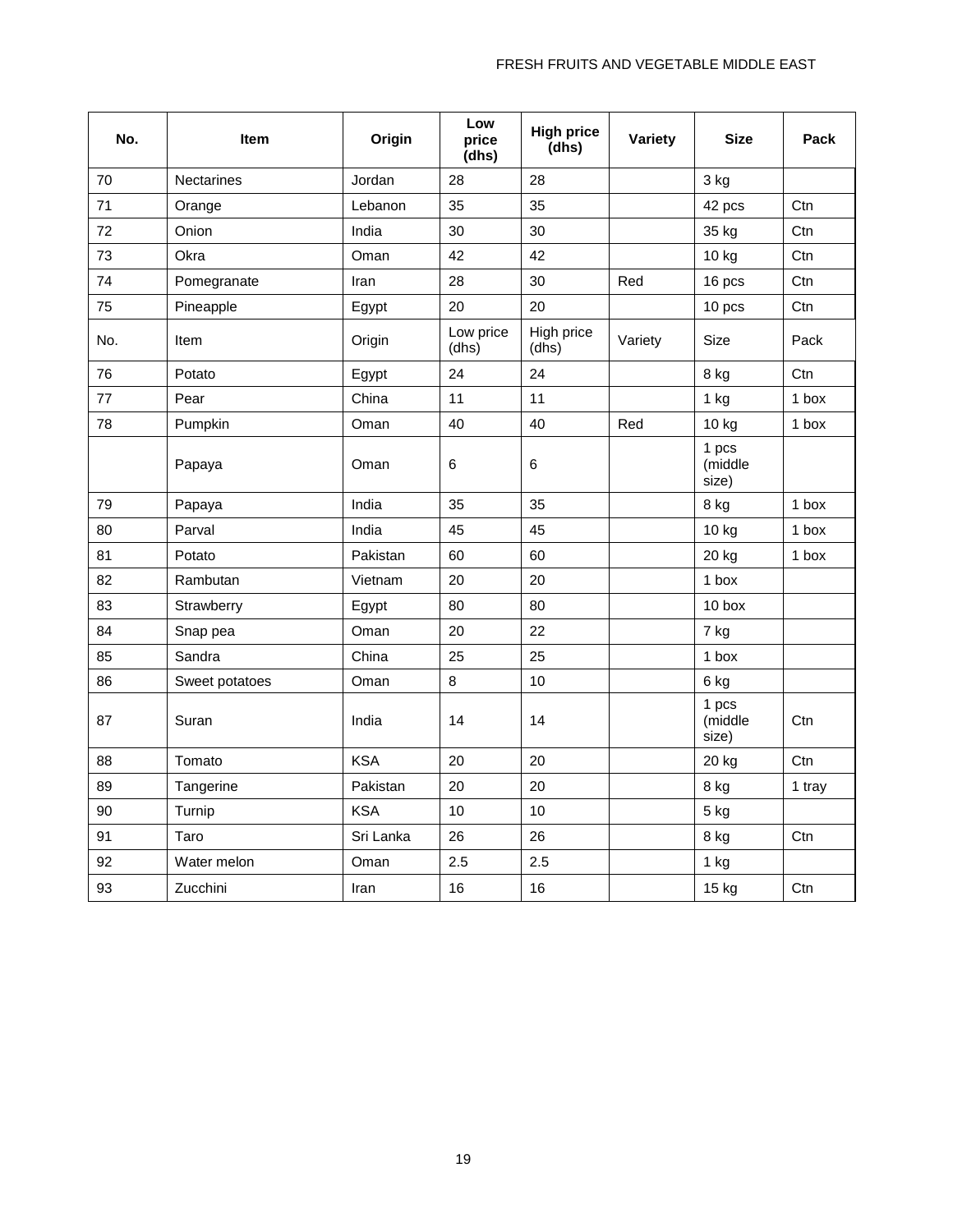| No. | Item | Origin | Low price (dhs) | High price (dhs) | Variety | Size | Pack |
|---|---|---|---|---|---|---|---|
| 70 | Nectarines | Jordan | 28 | 28 | | 3 kg | |
| 71 | Orange | Lebanon | 35 | 35 | | 42 pcs | Ctn |
| 72 | Onion | India | 30 | 30 | | 35 kg | Ctn |
| 73 | Okra | Oman | 42 | 42 | | 10 kg | Ctn |
| 74 | Pomegranate | Iran | 28 | 30 | Red | 16 pcs | Ctn |
| 75 | Pineapple | Egypt | 20 | 20 | | 10 pcs | Ctn |
| No. | Item | Origin | Low price (dhs) | High price (dhs) | Variety | Size | Pack |
| 76 | Potato | Egypt | 24 | 24 | | 8 kg | Ctn |
| 77 | Pear | China | 11 | 11 | | 1 kg | 1 box |
| 78 | Pumpkin | Oman | 40 | 40 | Red | 10 kg | 1 box |
| | Papaya | Oman | 6 | 6 | | 1 pcs (middle size) | |
| 79 | Papaya | India | 35 | 35 | | 8 kg | 1 box |
| 80 | Parval | India | 45 | 45 | | 10 kg | 1 box |
| 81 | Potato | Pakistan | 60 | 60 | | 20 kg | 1 box |
| 82 | Rambutan | Vietnam | 20 | 20 | | 1 box | |
| 83 | Strawberry | Egypt | 80 | 80 | | 10 box | |
| 84 | Snap pea | Oman | 20 | 22 | | 7 kg | |
| 85 | Sandra | China | 25 | 25 | | 1 box | |
| 86 | Sweet potatoes | Oman | 8 | 10 | | 6 kg | |
| 87 | Suran | India | 14 | 14 | | 1 pcs (middle size) | Ctn |
| 88 | Tomato | KSA | 20 | 20 | | 20 kg | Ctn |
| 89 | Tangerine | Pakistan | 20 | 20 | | 8 kg | 1 tray |
| 90 | Turnip | KSA | 10 | 10 | | 5 kg | |
| 91 | Taro | Sri Lanka | 26 | 26 | | 8 kg | Ctn |
| 92 | Water melon | Oman | 2.5 | 2.5 | | 1 kg | |
| 93 | Zucchini | Iran | 16 | 16 | | 15 kg | Ctn |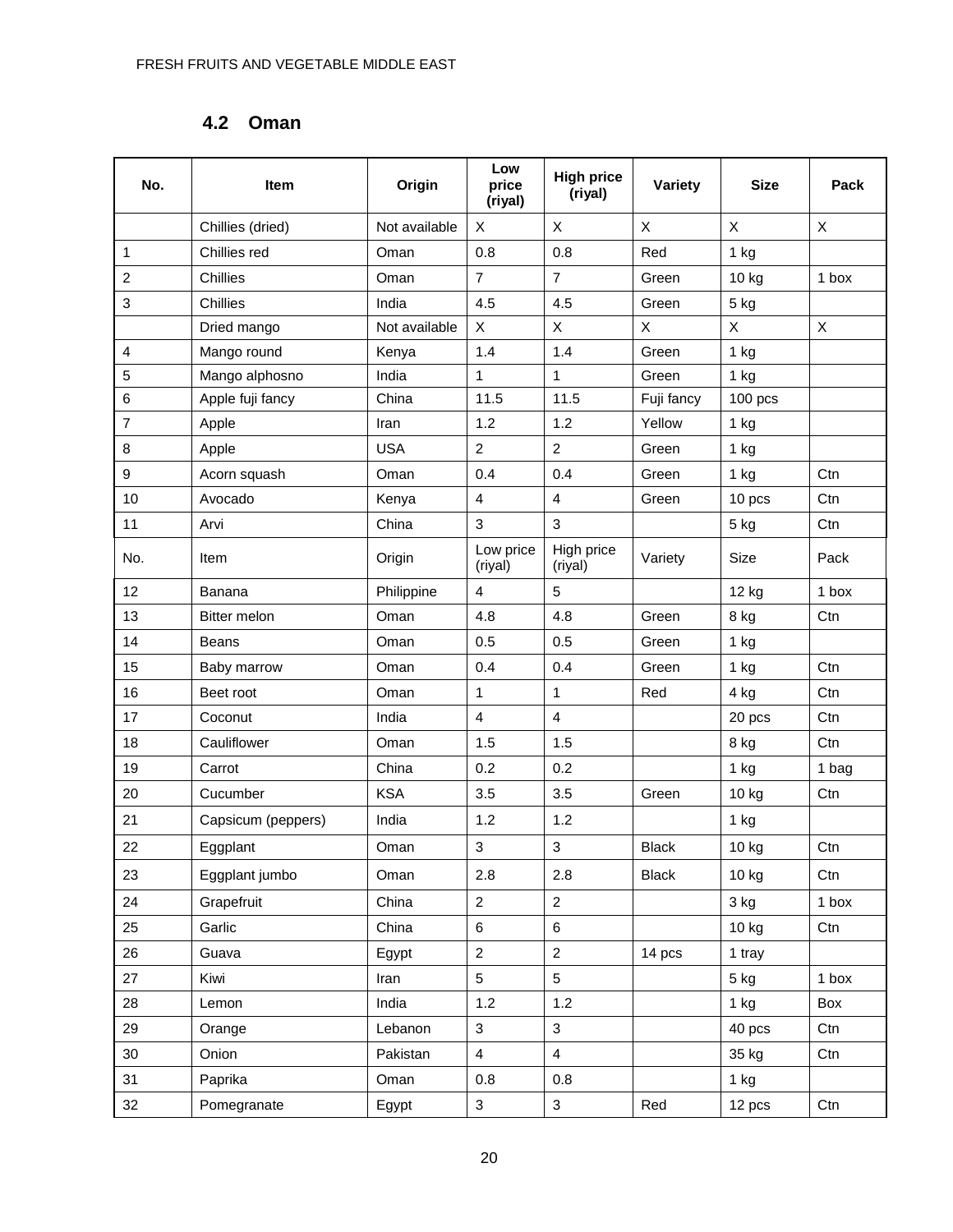## 4.2 Oman

| No. | Item | Origin | Low price (riyal) | High price (riyal) | Variety | Size | Pack |
|---|---|---|---|---|---|---|---|
| | Chillies (dried) | Not available | X | X | X | X | X |
| 1 | Chillies red | Oman | 0.8 | 0.8 | Red | 1 kg | |
| 2 | Chillies | Oman | 7 | 7 | Green | 10 kg | 1 box |
| 3 | Chillies | India | 4.5 | 4.5 | Green | 5 kg | |
| | Dried mango | Not available | X | X | X | X | X |
| 4 | Mango round | Kenya | 1.4 | 1.4 | Green | 1 kg | |
| 5 | Mango alphosno | India | 1 | 1 | Green | 1 kg | |
| 6 | Apple fuji fancy | China | 11.5 | 11.5 | Fuji fancy | 100 pcs | |
| 7 | Apple | Iran | 1.2 | 1.2 | Yellow | 1 kg | |
| 8 | Apple | USA | 2 | 2 | Green | 1 kg | |
| 9 | Acorn squash | Oman | 0.4 | 0.4 | Green | 1 kg | Ctn |
| 10 | Avocado | Kenya | 4 | 4 | Green | 10 pcs | Ctn |
| 11 | Arvi | China | 3 | 3 | | 5 kg | Ctn |
| No. | Item | Origin | Low price (riyal) | High price (riyal) | Variety | Size | Pack |
| 12 | Banana | Philippine | 4 | 5 | | 12 kg | 1 box |
| 13 | Bitter melon | Oman | 4.8 | 4.8 | Green | 8 kg | Ctn |
| 14 | Beans | Oman | 0.5 | 0.5 | Green | 1 kg | |
| 15 | Baby marrow | Oman | 0.4 | 0.4 | Green | 1 kg | Ctn |
| 16 | Beet root | Oman | 1 | 1 | Red | 4 kg | Ctn |
| 17 | Coconut | India | 4 | 4 | | 20 pcs | Ctn |
| 18 | Cauliflower | Oman | 1.5 | 1.5 | | 8 kg | Ctn |
| 19 | Carrot | China | 0.2 | 0.2 | | 1 kg | 1 bag |
| 20 | Cucumber | KSA | 3.5 | 3.5 | Green | 10 kg | Ctn |
| 21 | Capsicum (peppers) | India | 1.2 | 1.2 | | 1 kg | |
| 22 | Eggplant | Oman | 3 | 3 | Black | 10 kg | Ctn |
| 23 | Eggplant jumbo | Oman | 2.8 | 2.8 | Black | 10 kg | Ctn |
| 24 | Grapefruit | China | 2 | 2 | | 3 kg | 1 box |
| 25 | Garlic | China | 6 | 6 | | 10 kg | Ctn |
| 26 | Guava | Egypt | 2 | 2 | 14 pcs | 1 tray | |
| 27 | Kiwi | Iran | 5 | 5 | | 5 kg | 1 box |
| 28 | Lemon | India | 1.2 | 1.2 | | 1 kg | Box |
| 29 | Orange | Lebanon | 3 | 3 | | 40 pcs | Ctn |
| 30 | Onion | Pakistan | 4 | 4 | | 35 kg | Ctn |
| 31 | Paprika | Oman | 0.8 | 0.8 | | 1 kg | |
| 32 | Pomegranate | Egypt | 3 | 3 | Red | 12 pcs | Ctn |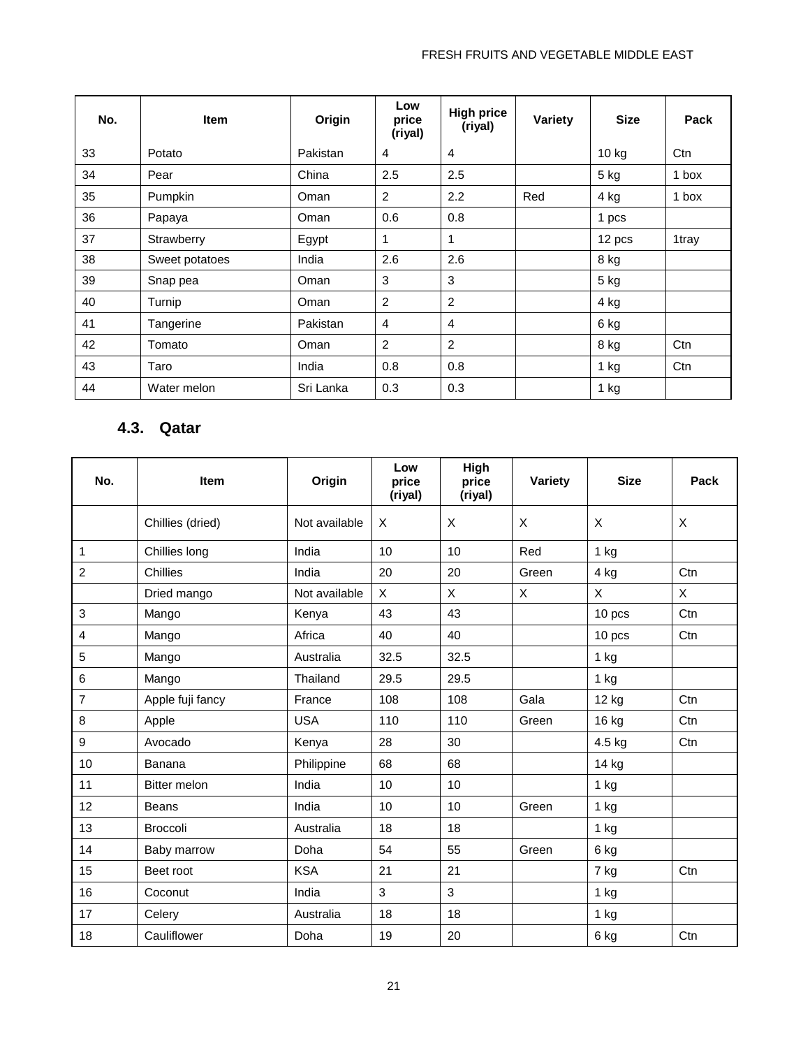| No. | Item | Origin | Low price (riyal) | High price (riyal) | Variety | Size | Pack |
|---|---|---|---|---|---|---|---|
| 33 | Potato | Pakistan | 4 | 4 | | 10 kg | Ctn |
| 34 | Pear | China | 2.5 | 2.5 | | 5 kg | 1 box |
| 35 | Pumpkin | Oman | 2 | 2.2 | Red | 4 kg | 1 box |
| 36 | Papaya | Oman | 0.6 | 0.8 | | 1 pcs | |
| 37 | Strawberry | Egypt | 1 | 1 | | 12 pcs | 1tray |
| 38 | Sweet potatoes | India | 2.6 | 2.6 | | 8 kg | |
| 39 | Snap pea | Oman | 3 | 3 | | 5 kg | |
| 40 | Turnip | Oman | 2 | 2 | | 4 kg | |
| 41 | Tangerine | Pakistan | 4 | 4 | | 6 kg | |
| 42 | Tomato | Oman | 2 | 2 | | 8 kg | Ctn |
| 43 | Taro | India | 0.8 | 0.8 | | 1 kg | Ctn |
| 44 | Water melon | Sri Lanka | 0.3 | 0.3 | | 1 kg | |

### 4.3. Qatar

| No. | Item | Origin | Low price (riyal) | High price (riyal) | Variety | Size | Pack |
|---|---|---|---|---|---|---|---|
| | Chillies (dried) | Not available | X | X | X | X | X |
| 1 | Chillies long | India | 10 | 10 | Red | 1 kg | |
| 2 | Chillies | India | 20 | 20 | Green | 4 kg | Ctn |
| | Dried mango | Not available | X | X | X | X | X |
| 3 | Mango | Kenya | 43 | 43 | | 10 pcs | Ctn |
| 4 | Mango | Africa | 40 | 40 | | 10 pcs | Ctn |
| 5 | Mango | Australia | 32.5 | 32.5 | | 1 kg | |
| 6 | Mango | Thailand | 29.5 | 29.5 | | 1 kg | |
| 7 | Apple fuji fancy | France | 108 | 108 | Gala | 12 kg | Ctn |
| 8 | Apple | USA | 110 | 110 | Green | 16 kg | Ctn |
| 9 | Avocado | Kenya | 28 | 30 | | 4.5 kg | Ctn |
| 10 | Banana | Philippine | 68 | 68 | | 14 kg | |
| 11 | Bitter melon | India | 10 | 10 | | 1 kg | |
| 12 | Beans | India | 10 | 10 | Green | 1 kg | |
| 13 | Broccoli | Australia | 18 | 18 | | 1 kg | |
| 14 | Baby marrow | Doha | 54 | 55 | Green | 6 kg | |
| 15 | Beet root | KSA | 21 | 21 | | 7 kg | Ctn |
| 16 | Coconut | India | 3 | 3 | | 1 kg | |
| 17 | Celery | Australia | 18 | 18 | | 1 kg | |
| 18 | Cauliflower | Doha | 19 | 20 | | 6 kg | Ctn |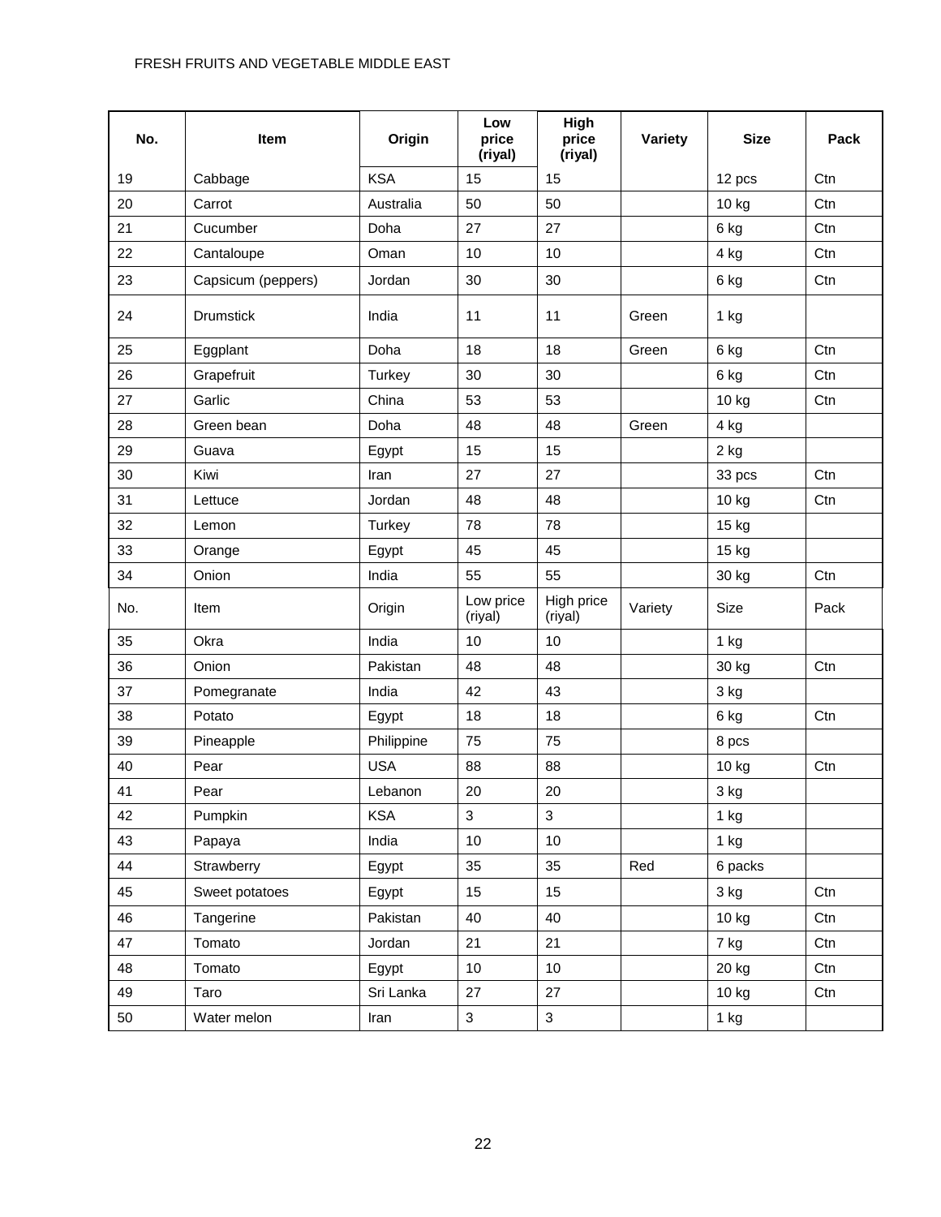FRESH FRUITS AND VEGETABLE MIDDLE EAST

| No. | Item | Origin | Low price (riyal) | High price (riyal) | Variety | Size | Pack |
|---|---|---|---|---|---|---|---|
| 19 | Cabbage | KSA | 15 | 15 | | 12 pcs | Ctn |
| 20 | Carrot | Australia | 50 | 50 | | 10 kg | Ctn |
| 21 | Cucumber | Doha | 27 | 27 | | 6 kg | Ctn |
| 22 | Cantaloupe | Oman | 10 | 10 | | 4 kg | Ctn |
| 23 | Capsicum (peppers) | Jordan | 30 | 30 | | 6 kg | Ctn |
| 24 | Drumstick | India | 11 | 11 | Green | 1 kg | |
| 25 | Eggplant | Doha | 18 | 18 | Green | 6 kg | Ctn |
| 26 | Grapefruit | Turkey | 30 | 30 | | 6 kg | Ctn |
| 27 | Garlic | China | 53 | 53 | | 10 kg | Ctn |
| 28 | Green bean | Doha | 48 | 48 | Green | 4 kg | |
| 29 | Guava | Egypt | 15 | 15 | | 2 kg | |
| 30 | Kiwi | Iran | 27 | 27 | | 33 pcs | Ctn |
| 31 | Lettuce | Jordan | 48 | 48 | | 10 kg | Ctn |
| 32 | Lemon | Turkey | 78 | 78 | | 15 kg | |
| 33 | Orange | Egypt | 45 | 45 | | 15 kg | |
| 34 | Onion | India | 55 | 55 | | 30 kg | Ctn |
| No. | Item | Origin | Low price (riyal) | High price (riyal) | Variety | Size | Pack |
| 35 | Okra | India | 10 | 10 | | 1 kg | |
| 36 | Onion | Pakistan | 48 | 48 | | 30 kg | Ctn |
| 37 | Pomegranate | India | 42 | 43 | | 3 kg | |
| 38 | Potato | Egypt | 18 | 18 | | 6 kg | Ctn |
| 39 | Pineapple | Philippine | 75 | 75 | | 8 pcs | |
| 40 | Pear | USA | 88 | 88 | | 10 kg | Ctn |
| 41 | Pear | Lebanon | 20 | 20 | | 3 kg | |
| 42 | Pumpkin | KSA | 3 | 3 | | 1 kg | |
| 43 | Papaya | India | 10 | 10 | | 1 kg | |
| 44 | Strawberry | Egypt | 35 | 35 | Red | 6 packs | |
| 45 | Sweet potatoes | Egypt | 15 | 15 | | 3 kg | Ctn |
| 46 | Tangerine | Pakistan | 40 | 40 | | 10 kg | Ctn |
| 47 | Tomato | Jordan | 21 | 21 | | 7 kg | Ctn |
| 48 | Tomato | Egypt | 10 | 10 | | 20 kg | Ctn |
| 49 | Taro | Sri Lanka | 27 | 27 | | 10 kg | Ctn |
| 50 | Water melon | Iran | 3 | 3 | | 1 kg | |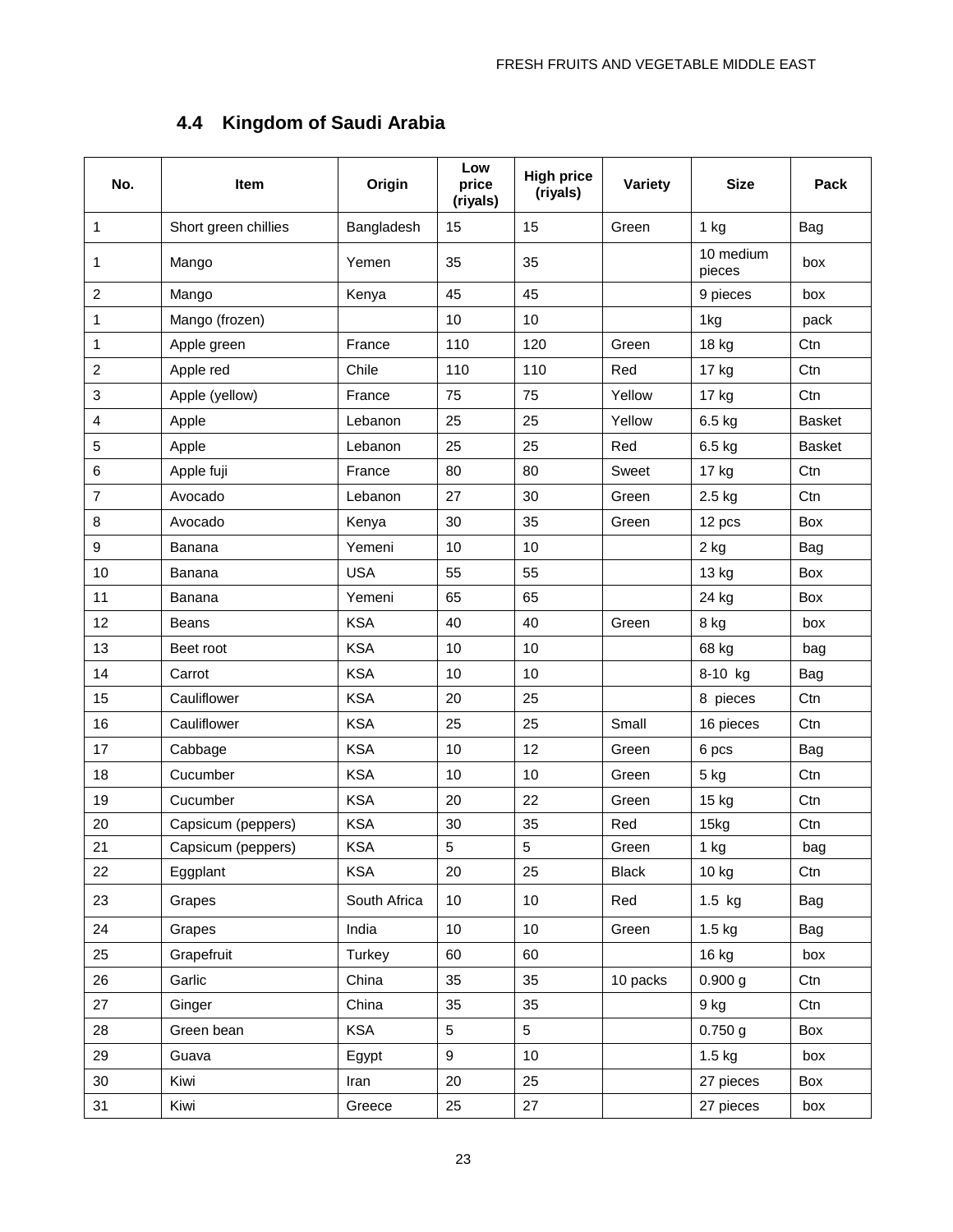## 4.4 Kingdom of Saudi Arabia

| No. | Item | Origin | Low price (riyals) | High price (riyals) | Variety | Size | Pack |
|---|---|---|---|---|---|---|---|
| 1 | Short green chillies | Bangladesh | 15 | 15 | Green | 1 kg | Bag |
| 1 | Mango | Yemen | 35 | 35 | | 10 medium pieces | box |
| 2 | Mango | Kenya | 45 | 45 | | 9 pieces | box |
| 1 | Mango (frozen) | | 10 | 10 | | 1kg | pack |
| 1 | Apple green | France | 110 | 120 | Green | 18 kg | Ctn |
| 2 | Apple red | Chile | 110 | 110 | Red | 17 kg | Ctn |
| 3 | Apple (yellow) | France | 75 | 75 | Yellow | 17 kg | Ctn |
| 4 | Apple | Lebanon | 25 | 25 | Yellow | 6.5 kg | Basket |
| 5 | Apple | Lebanon | 25 | 25 | Red | 6.5 kg | Basket |
| 6 | Apple fuji | France | 80 | 80 | Sweet | 17 kg | Ctn |
| 7 | Avocado | Lebanon | 27 | 30 | Green | 2.5 kg | Ctn |
| 8 | Avocado | Kenya | 30 | 35 | Green | 12 pcs | Box |
| 9 | Banana | Yemeni | 10 | 10 | | 2 kg | Bag |
| 10 | Banana | USA | 55 | 55 | | 13 kg | Box |
| 11 | Banana | Yemeni | 65 | 65 | | 24 kg | Box |
| 12 | Beans | KSA | 40 | 40 | Green | 8 kg | box |
| 13 | Beet root | KSA | 10 | 10 | | 68 kg | bag |
| 14 | Carrot | KSA | 10 | 10 | | 8-10 kg | Bag |
| 15 | Cauliflower | KSA | 20 | 25 | | 8 pieces | Ctn |
| 16 | Cauliflower | KSA | 25 | 25 | Small | 16 pieces | Ctn |
| 17 | Cabbage | KSA | 10 | 12 | Green | 6 pcs | Bag |
| 18 | Cucumber | KSA | 10 | 10 | Green | 5 kg | Ctn |
| 19 | Cucumber | KSA | 20 | 22 | Green | 15 kg | Ctn |
| 20 | Capsicum (peppers) | KSA | 30 | 35 | Red | 15kg | Ctn |
| 21 | Capsicum (peppers) | KSA | 5 | 5 | Green | 1 kg | bag |
| 22 | Eggplant | KSA | 20 | 25 | Black | 10 kg | Ctn |
| 23 | Grapes | South Africa | 10 | 10 | Red | 1.5 kg | Bag |
| 24 | Grapes | India | 10 | 10 | Green | 1.5 kg | Bag |
| 25 | Grapefruit | Turkey | 60 | 60 | | 16 kg | box |
| 26 | Garlic | China | 35 | 35 | 10 packs | 0.900 g | Ctn |
| 27 | Ginger | China | 35 | 35 | | 9 kg | Ctn |
| 28 | Green bean | KSA | 5 | 5 | | 0.750 g | Box |
| 29 | Guava | Egypt | 9 | 10 | | 1.5 kg | box |
| 30 | Kiwi | Iran | 20 | 25 | | 27 pieces | Box |
| 31 | Kiwi | Greece | 25 | 27 | | 27 pieces | box |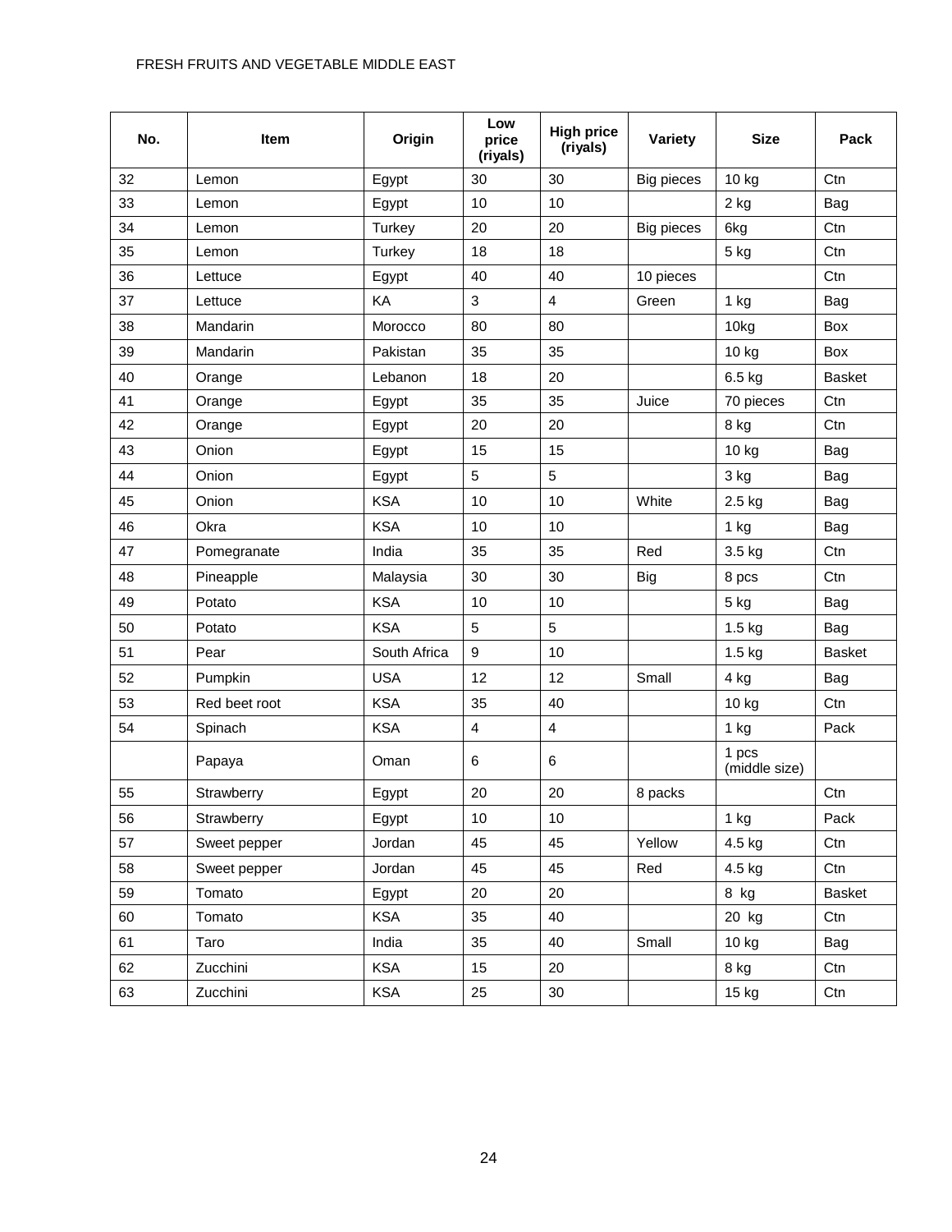FRESH FRUITS AND VEGETABLE MIDDLE EAST

| No. | Item | Origin | Low price (riyals) | High price (riyals) | Variety | Size | Pack |
|---|---|---|---|---|---|---|---|
| 32 | Lemon | Egypt | 30 | 30 | Big pieces | 10 kg | Ctn |
| 33 | Lemon | Egypt | 10 | 10 | | 2 kg | Bag |
| 34 | Lemon | Turkey | 20 | 20 | Big pieces | 6kg | Ctn |
| 35 | Lemon | Turkey | 18 | 18 | | 5 kg | Ctn |
| 36 | Lettuce | Egypt | 40 | 40 | 10 pieces | | Ctn |
| 37 | Lettuce | KA | 3 | 4 | Green | 1 kg | Bag |
| 38 | Mandarin | Morocco | 80 | 80 | | 10kg | Box |
| 39 | Mandarin | Pakistan | 35 | 35 | | 10 kg | Box |
| 40 | Orange | Lebanon | 18 | 20 | | 6.5 kg | Basket |
| 41 | Orange | Egypt | 35 | 35 | Juice | 70 pieces | Ctn |
| 42 | Orange | Egypt | 20 | 20 | | 8 kg | Ctn |
| 43 | Onion | Egypt | 15 | 15 | | 10 kg | Bag |
| 44 | Onion | Egypt | 5 | 5 | | 3 kg | Bag |
| 45 | Onion | KSA | 10 | 10 | White | 2.5 kg | Bag |
| 46 | Okra | KSA | 10 | 10 | | 1 kg | Bag |
| 47 | Pomegranate | India | 35 | 35 | Red | 3.5 kg | Ctn |
| 48 | Pineapple | Malaysia | 30 | 30 | Big | 8 pcs | Ctn |
| 49 | Potato | KSA | 10 | 10 | | 5 kg | Bag |
| 50 | Potato | KSA | 5 | 5 | | 1.5 kg | Bag |
| 51 | Pear | South Africa | 9 | 10 | | 1.5 kg | Basket |
| 52 | Pumpkin | USA | 12 | 12 | Small | 4 kg | Bag |
| 53 | Red beet root | KSA | 35 | 40 | | 10 kg | Ctn |
| 54 | Spinach | KSA | 4 | 4 | | 1 kg | Pack |
| | Papaya | Oman | 6 | 6 | | 1 pcs (middle size) | |
| 55 | Strawberry | Egypt | 20 | 20 | 8 packs | | Ctn |
| 56 | Strawberry | Egypt | 10 | 10 | | 1 kg | Pack |
| 57 | Sweet pepper | Jordan | 45 | 45 | Yellow | 4.5 kg | Ctn |
| 58 | Sweet pepper | Jordan | 45 | 45 | Red | 4.5 kg | Ctn |
| 59 | Tomato | Egypt | 20 | 20 | | 8 kg | Basket |
| 60 | Tomato | KSA | 35 | 40 | | 20 kg | Ctn |
| 61 | Taro | India | 35 | 40 | Small | 10 kg | Bag |
| 62 | Zucchini | KSA | 15 | 20 | | 8 kg | Ctn |
| 63 | Zucchini | KSA | 25 | 30 | | 15 kg | Ctn |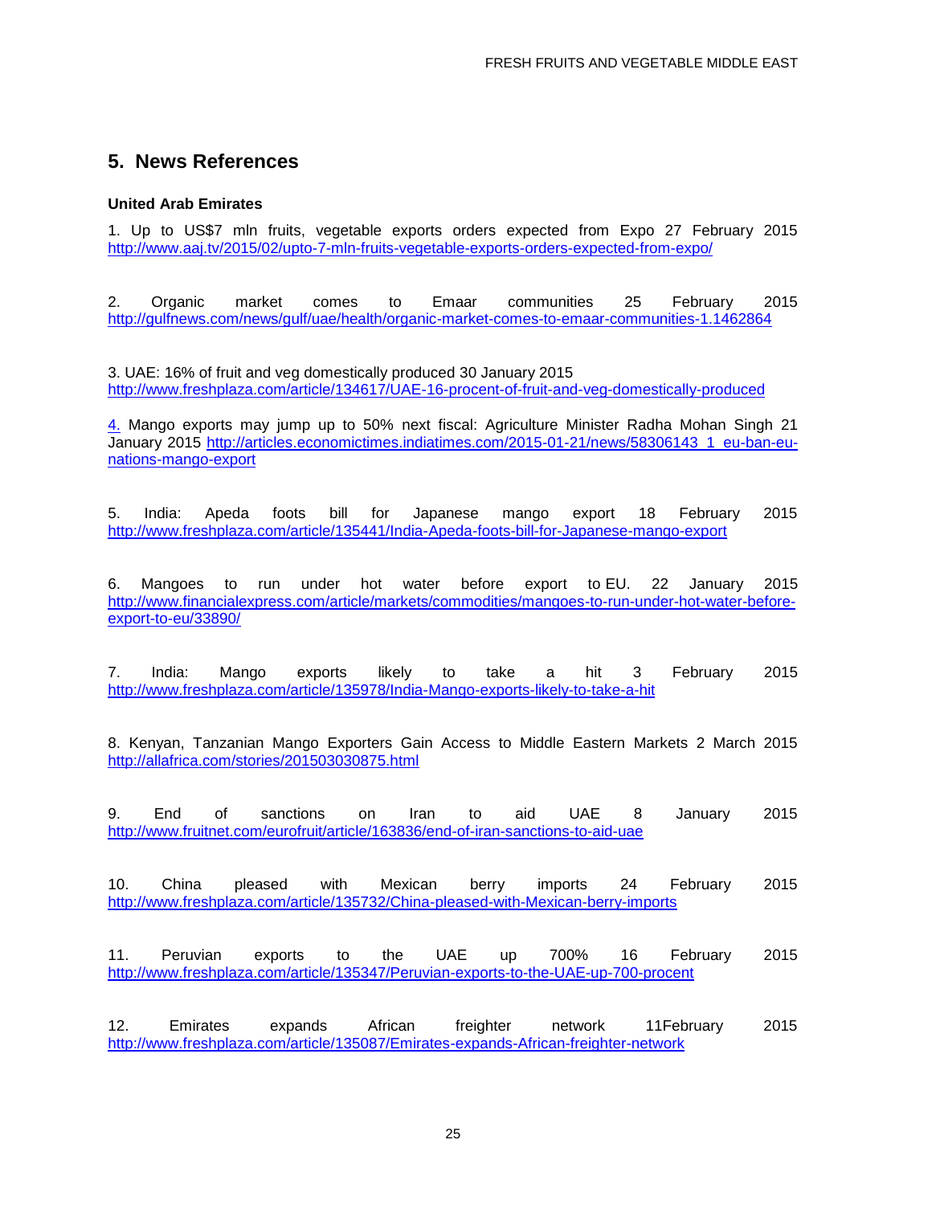## 5. News References

**United Arab Emirates**

1. Up to US$7 mln fruits, vegetable exports orders expected from Expo 27 February 2015 http://www.aaj.tv/2015/02/upto-7-mln-fruits-vegetable-exports-orders-expected-from-expo/

2. Organic market comes to Emaar communities 25 February 2015 http://gulfnews.com/news/gulf/uae/health/organic-market-comes-to-emaar-communities-1.1462864

3. UAE: 16% of fruit and veg domestically produced 30 January 2015 http://www.freshplaza.com/article/134617/UAE-16-procent-of-fruit-and-veg-domestically-produced

4. Mango exports may jump up to 50% next fiscal: Agriculture Minister Radha Mohan Singh 21 January 2015 http://articles.economictimes.indiatimes.com/2015-01-21/news/58306143_1_eu-ban-eu-nations-mango-export

5. India: Apeda foots bill for Japanese mango export 18 February 2015 http://www.freshplaza.com/article/135441/India-Apeda-foots-bill-for-Japanese-mango-export

6. Mangoes to run under hot water before export to EU. 22 January 2015 http://www.financialexpress.com/article/markets/commodities/mangoes-to-run-under-hot-water-before-export-to-eu/33890/

7. India: Mango exports likely to take a hit 3 February 2015 http://www.freshplaza.com/article/135978/India-Mango-exports-likely-to-take-a-hit

8. Kenyan, Tanzanian Mango Exporters Gain Access to Middle Eastern Markets 2 March 2015 http://allafrica.com/stories/201503030875.html

9. End of sanctions on Iran to aid UAE 8 January 2015 http://www.fruitnet.com/eurofruit/article/163836/end-of-iran-sanctions-to-aid-uae

10. China pleased with Mexican berry imports 24 February 2015 http://www.freshplaza.com/article/135732/China-pleased-with-Mexican-berry-imports

11. Peruvian exports to the UAE up 700% 16 February 2015 http://www.freshplaza.com/article/135347/Peruvian-exports-to-the-UAE-up-700-procent

12. Emirates expands African freighter network 11February 2015 http://www.freshplaza.com/article/135087/Emirates-expands-African-freighter-network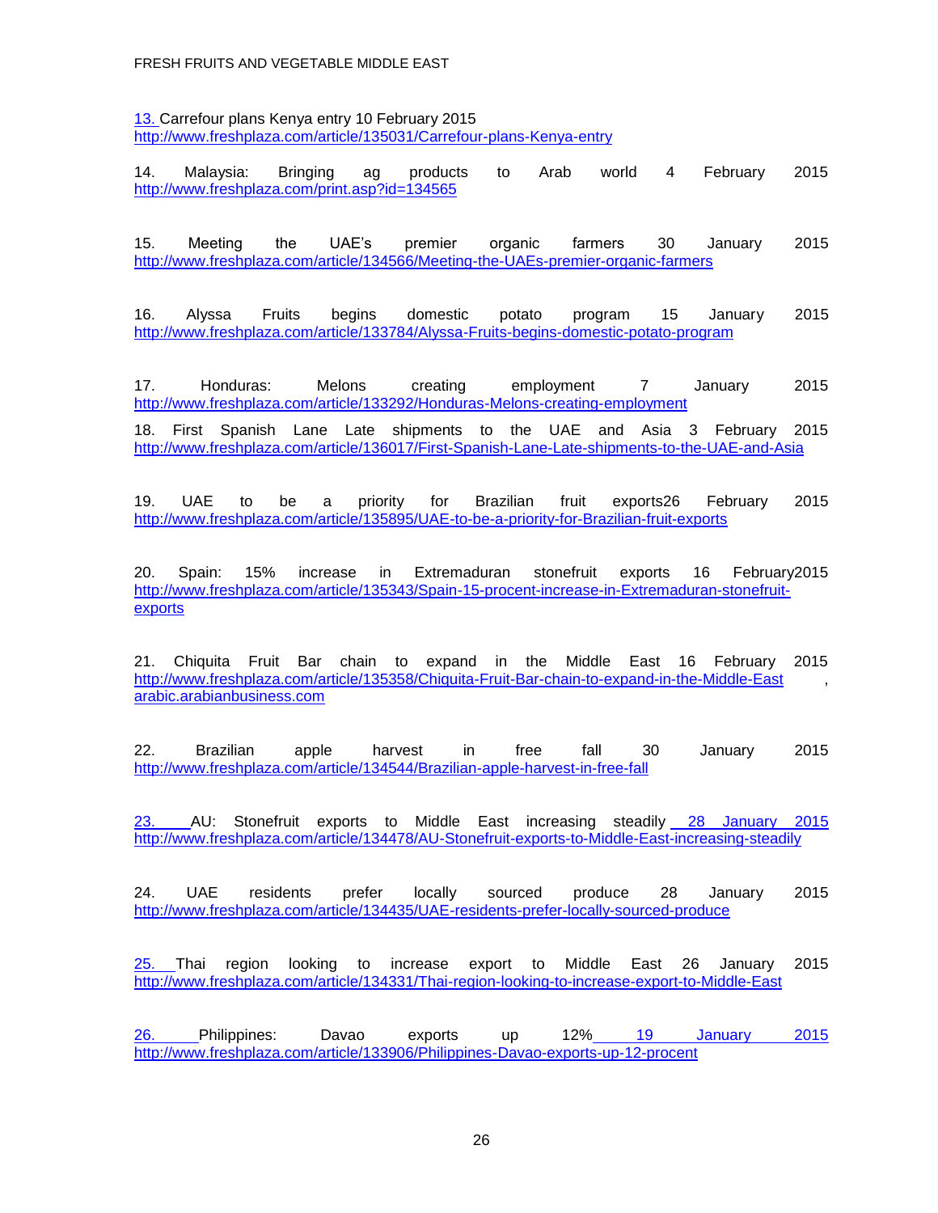13. Carrefour plans Kenya entry 10 February 2015
http://www.freshplaza.com/article/135031/Carrefour-plans-Kenya-entry

14. Malaysia: Bringing ag products to Arab world 4 February 2015
http://www.freshplaza.com/print.asp?id=134565

15. Meeting the UAE's premier organic farmers 30 January 2015
http://www.freshplaza.com/article/134566/Meeting-the-UAEs-premier-organic-farmers

16. Alyssa Fruits begins domestic potato program 15 January 2015
http://www.freshplaza.com/article/133784/Alyssa-Fruits-begins-domestic-potato-program

17. Honduras: Melons creating employment 7 January 2015
http://www.freshplaza.com/article/133292/Honduras-Melons-creating-employment

18. First Spanish Lane Late shipments to the UAE and Asia 3 February 2015
http://www.freshplaza.com/article/136017/First-Spanish-Lane-Late-shipments-to-the-UAE-and-Asia

19. UAE to be a priority for Brazilian fruit exports26 February 2015
http://www.freshplaza.com/article/135895/UAE-to-be-a-priority-for-Brazilian-fruit-exports

20. Spain: 15% increase in Extremaduran stonefruit exports 16 February2015
http://www.freshplaza.com/article/135343/Spain-15-procent-increase-in-Extremaduran-stonefruit-exports

21. Chiquita Fruit Bar chain to expand in the Middle East 16 February 2015
http://www.freshplaza.com/article/135358/Chiquita-Fruit-Bar-chain-to-expand-in-the-Middle-East , arabic.arabianbusiness.com

22. Brazilian apple harvest in free fall 30 January 2015
http://www.freshplaza.com/article/134544/Brazilian-apple-harvest-in-free-fall

23. AU: Stonefruit exports to Middle East increasing steadily 28 January 2015
http://www.freshplaza.com/article/134478/AU-Stonefruit-exports-to-Middle-East-increasing-steadily

24. UAE residents prefer locally sourced produce 28 January 2015
http://www.freshplaza.com/article/134435/UAE-residents-prefer-locally-sourced-produce

25. Thai region looking to increase export to Middle East 26 January 2015
http://www.freshplaza.com/article/134331/Thai-region-looking-to-increase-export-to-Middle-East

26. Philippines: Davao exports up 12% 19 January 2015
http://www.freshplaza.com/article/133906/Philippines-Davao-exports-up-12-procent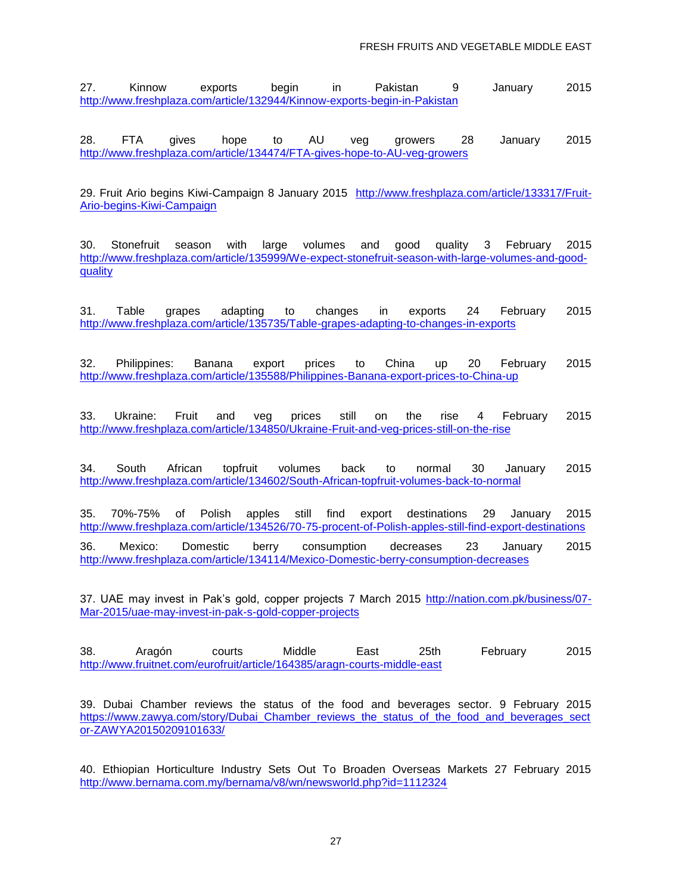27. Kinnow exports begin in Pakistan 9 January 2015 http://www.freshplaza.com/article/132944/Kinnow-exports-begin-in-Pakistan

28. FTA gives hope to AU veg growers 28 January 2015 http://www.freshplaza.com/article/134474/FTA-gives-hope-to-AU-veg-growers

29. Fruit Ario begins Kiwi-Campaign 8 January 2015 http://www.freshplaza.com/article/133317/Fruit-Ario-begins-Kiwi-Campaign

30. Stonefruit season with large volumes and good quality 3 February 2015 http://www.freshplaza.com/article/135999/We-expect-stonefruit-season-with-large-volumes-and-good-quality

31. Table grapes adapting to changes in exports 24 February 2015 http://www.freshplaza.com/article/135735/Table-grapes-adapting-to-changes-in-exports

32. Philippines: Banana export prices to China up 20 February 2015 http://www.freshplaza.com/article/135588/Philippines-Banana-export-prices-to-China-up

33. Ukraine: Fruit and veg prices still on the rise 4 February 2015 http://www.freshplaza.com/article/134850/Ukraine-Fruit-and-veg-prices-still-on-the-rise

34. South African topfruit volumes back to normal 30 January 2015 http://www.freshplaza.com/article/134602/South-African-topfruit-volumes-back-to-normal

35. 70%-75% of Polish apples still find export destinations 29 January 2015 http://www.freshplaza.com/article/134526/70-75-procent-of-Polish-apples-still-find-export-destinations

36. Mexico: Domestic berry consumption decreases 23 January 2015 http://www.freshplaza.com/article/134114/Mexico-Domestic-berry-consumption-decreases

37. UAE may invest in Pak's gold, copper projects 7 March 2015 http://nation.com.pk/business/07-Mar-2015/uae-may-invest-in-pak-s-gold-copper-projects

38. Aragón courts Middle East 25th February 2015 http://www.fruitnet.com/eurofruit/article/164385/aragn-courts-middle-east

39. Dubai Chamber reviews the status of the food and beverages sector. 9 February 2015 https://www.zawya.com/story/Dubai_Chamber_reviews_the_status_of_the_food_and_beverages_sector-ZAWYA20150209101633/

40. Ethiopian Horticulture Industry Sets Out To Broaden Overseas Markets 27 February 2015 http://www.bernama.com.my/bernama/v8/wn/newsworld.php?id=1112324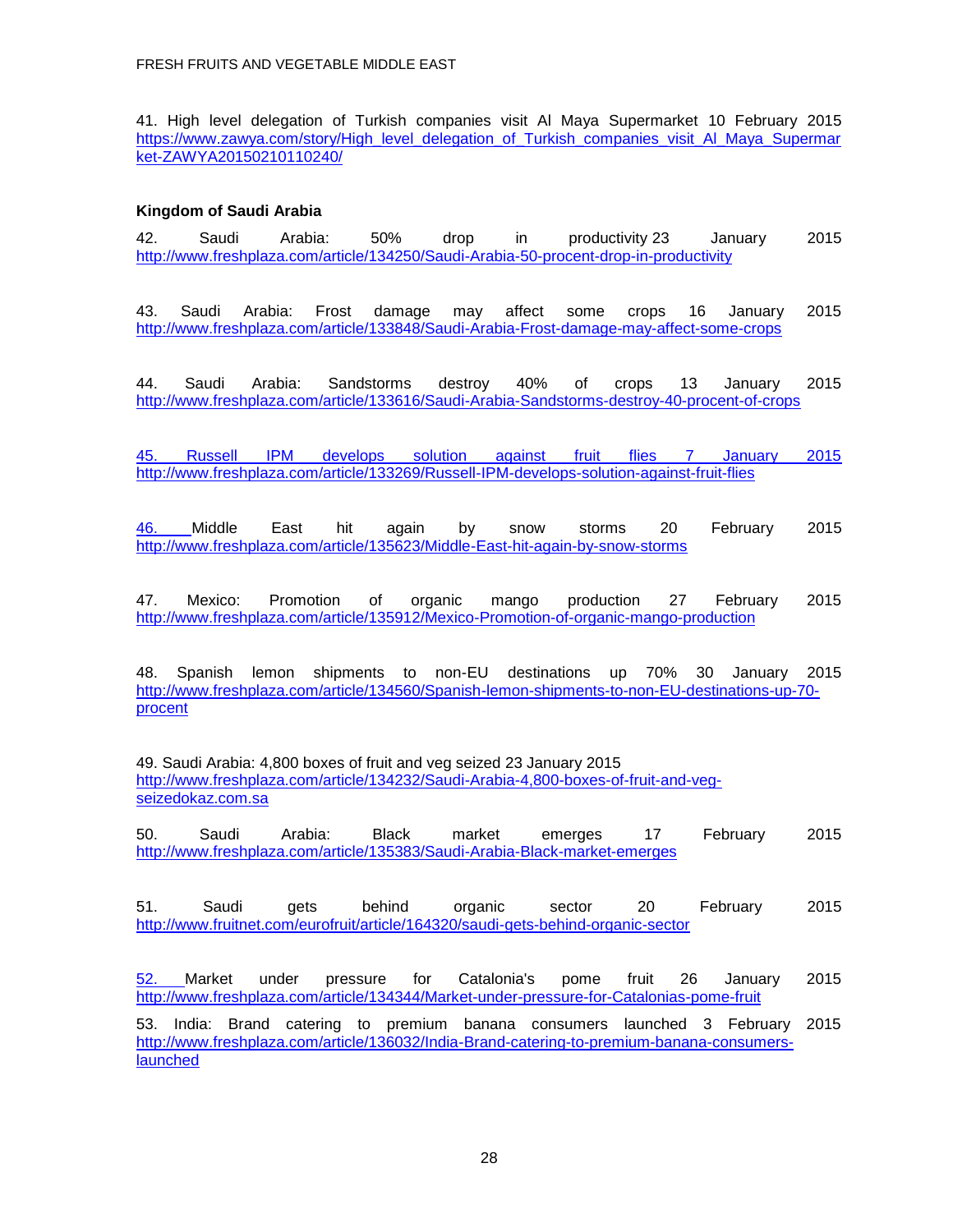41. High level delegation of Turkish companies visit Al Maya Supermarket 10 February 2015 https://www.zawya.com/story/High_level_delegation_of_Turkish_companies_visit_Al_Maya_Supermarket-ZAWYA20150210110240/

**Kingdom of Saudi Arabia**

42. Saudi Arabia: 50% drop in productivity 23 January 2015 http://www.freshplaza.com/article/134250/Saudi-Arabia-50-procent-drop-in-productivity

43. Saudi Arabia: Frost damage may affect some crops 16 January 2015 http://www.freshplaza.com/article/133848/Saudi-Arabia-Frost-damage-may-affect-some-crops

44. Saudi Arabia: Sandstorms destroy 40% of crops 13 January 2015 http://www.freshplaza.com/article/133616/Saudi-Arabia-Sandstorms-destroy-40-procent-of-crops

45. Russell IPM develops solution against fruit flies 7 January 2015 http://www.freshplaza.com/article/133269/Russell-IPM-develops-solution-against-fruit-flies

46. Middle East hit again by snow storms 20 February 2015 http://www.freshplaza.com/article/135623/Middle-East-hit-again-by-snow-storms

47. Mexico: Promotion of organic mango production 27 February 2015 http://www.freshplaza.com/article/135912/Mexico-Promotion-of-organic-mango-production

48. Spanish lemon shipments to non-EU destinations up 70% 30 January 2015 http://www.freshplaza.com/article/134560/Spanish-lemon-shipments-to-non-EU-destinations-up-70-procent

49. Saudi Arabia: 4,800 boxes of fruit and veg seized 23 January 2015 http://www.freshplaza.com/article/134232/Saudi-Arabia-4,800-boxes-of-fruit-and-veg-seizedokaz.com.sa

50. Saudi Arabia: Black market emerges 17 February 2015 http://www.freshplaza.com/article/135383/Saudi-Arabia-Black-market-emerges

51. Saudi gets behind organic sector 20 February 2015 http://www.fruitnet.com/eurofruit/article/164320/saudi-gets-behind-organic-sector

52. Market under pressure for Catalonia's pome fruit 26 January 2015 http://www.freshplaza.com/article/134344/Market-under-pressure-for-Catalonias-pome-fruit

53. India: Brand catering to premium banana consumers launched 3 February 2015 http://www.freshplaza.com/article/136032/India-Brand-catering-to-premium-banana-consumers-launched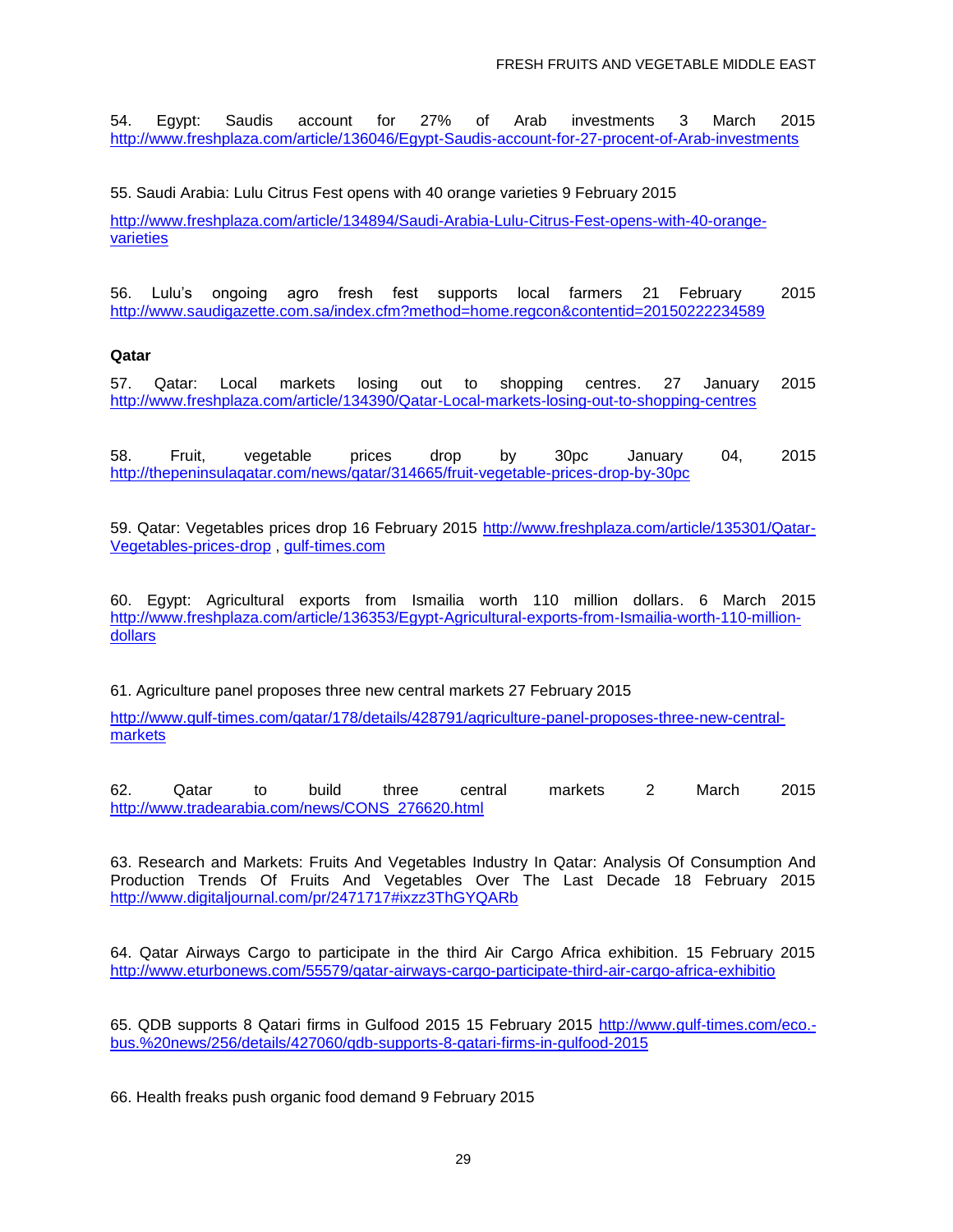54. Egypt: Saudis account for 27% of Arab investments 3 March 2015 http://www.freshplaza.com/article/136046/Egypt-Saudis-account-for-27-procent-of-Arab-investments

55. Saudi Arabia: Lulu Citrus Fest opens with 40 orange varieties 9 February 2015

http://www.freshplaza.com/article/134894/Saudi-Arabia-Lulu-Citrus-Fest-opens-with-40-orange-varieties

56. Lulu's ongoing agro fresh fest supports local farmers 21 February 2015 http://www.saudigazette.com.sa/index.cfm?method=home.regcon&contentid=20150222234589

**Qatar**

57. Qatar: Local markets losing out to shopping centres. 27 January 2015 http://www.freshplaza.com/article/134390/Qatar-Local-markets-losing-out-to-shopping-centres

58. Fruit, vegetable prices drop by 30pc January 04, 2015 http://thepeninsulaqatar.com/news/qatar/314665/fruit-vegetable-prices-drop-by-30pc

59. Qatar: Vegetables prices drop 16 February 2015 http://www.freshplaza.com/article/135301/Qatar-Vegetables-prices-drop , gulf-times.com

60. Egypt: Agricultural exports from Ismailia worth 110 million dollars. 6 March 2015 http://www.freshplaza.com/article/136353/Egypt-Agricultural-exports-from-Ismailia-worth-110-million-dollars

61. Agriculture panel proposes three new central markets 27 February 2015

http://www.gulf-times.com/qatar/178/details/428791/agriculture-panel-proposes-three-new-central-markets

62. Qatar to build three central markets 2 March 2015 http://www.tradearabia.com/news/CONS_276620.html

63. Research and Markets: Fruits And Vegetables Industry In Qatar: Analysis Of Consumption And Production Trends Of Fruits And Vegetables Over The Last Decade 18 February 2015 http://www.digitaljournal.com/pr/2471717#ixzz3ThGYQARb

64. Qatar Airways Cargo to participate in the third Air Cargo Africa exhibition. 15 February 2015 http://www.eturbonews.com/55579/qatar-airways-cargo-participate-third-air-cargo-africa-exhibitio

65. QDB supports 8 Qatari firms in Gulfood 2015 15 February 2015 http://www.gulf-times.com/eco.-bus.%20news/256/details/427060/qdb-supports-8-qatari-firms-in-gulfood-2015

66. Health freaks push organic food demand 9 February 2015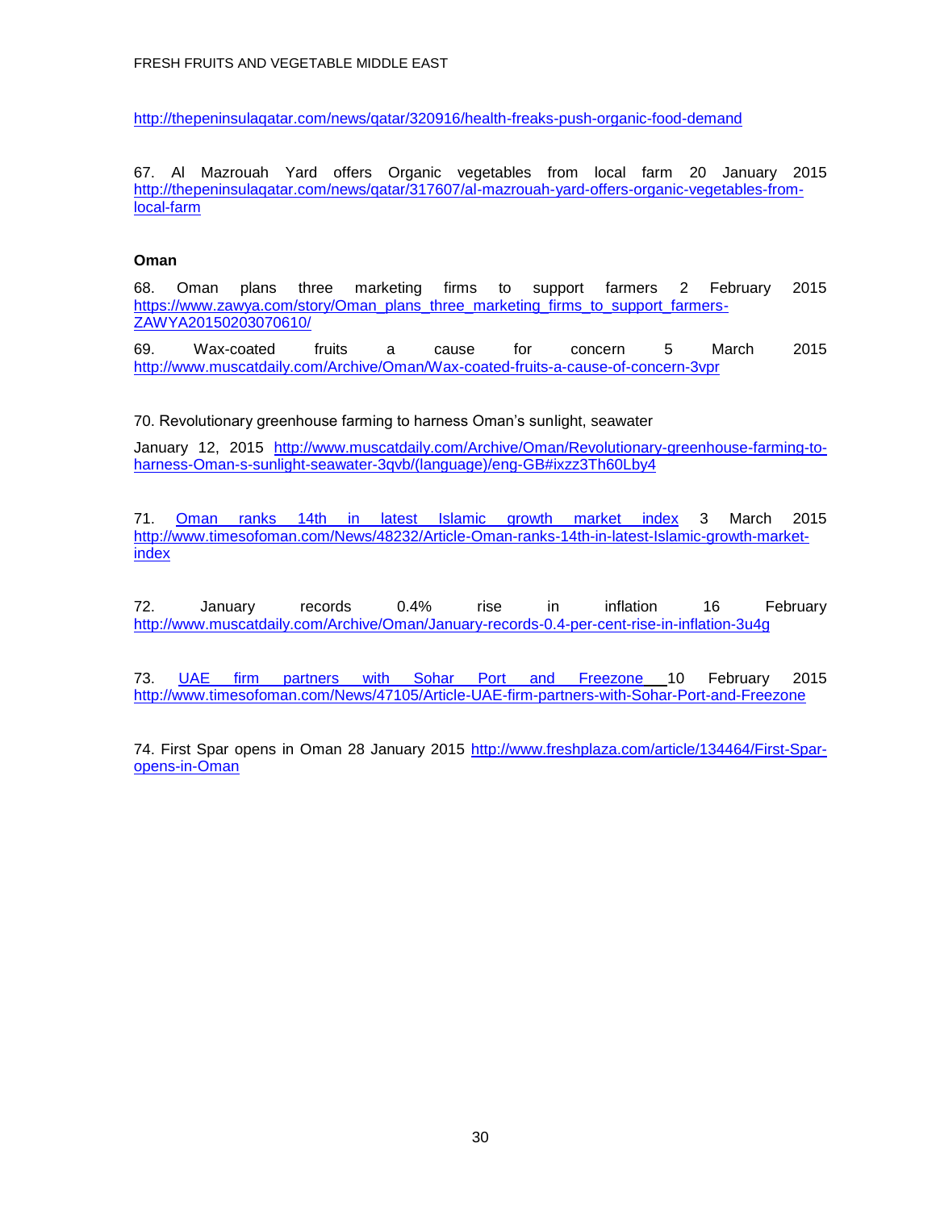http://thepeninsulaqatar.com/news/qatar/320916/health-freaks-push-organic-food-demand

67. Al Mazrouah Yard offers Organic vegetables from local farm 20 January 2015 http://thepeninsulaqatar.com/news/qatar/317607/al-mazrouah-yard-offers-organic-vegetables-from-local-farm

**Oman**

68. Oman plans three marketing firms to support farmers 2 February 2015 https://www.zawya.com/story/Oman_plans_three_marketing_firms_to_support_farmers-ZAWYA20150203070610/

69. Wax-coated fruits a cause for concern 5 March 2015 http://www.muscatdaily.com/Archive/Oman/Wax-coated-fruits-a-cause-of-concern-3vpr

70. Revolutionary greenhouse farming to harness Oman's sunlight, seawater

January 12, 2015 http://www.muscatdaily.com/Archive/Oman/Revolutionary-greenhouse-farming-to-harness-Oman-s-sunlight-seawater-3qvb/(language)/eng-GB#ixzz3Th60Lby4

71. Oman ranks 14th in latest Islamic growth market index 3 March 2015 http://www.timesofoman.com/News/48232/Article-Oman-ranks-14th-in-latest-Islamic-growth-market-index

72. January records 0.4% rise in inflation 16 February http://www.muscatdaily.com/Archive/Oman/January-records-0.4-per-cent-rise-in-inflation-3u4g

73. UAE firm partners with Sohar Port and Freezone 10 February 2015 http://www.timesofoman.com/News/47105/Article-UAE-firm-partners-with-Sohar-Port-and-Freezone

74. First Spar opens in Oman 28 January 2015 http://www.freshplaza.com/article/134464/First-Spar-opens-in-Oman